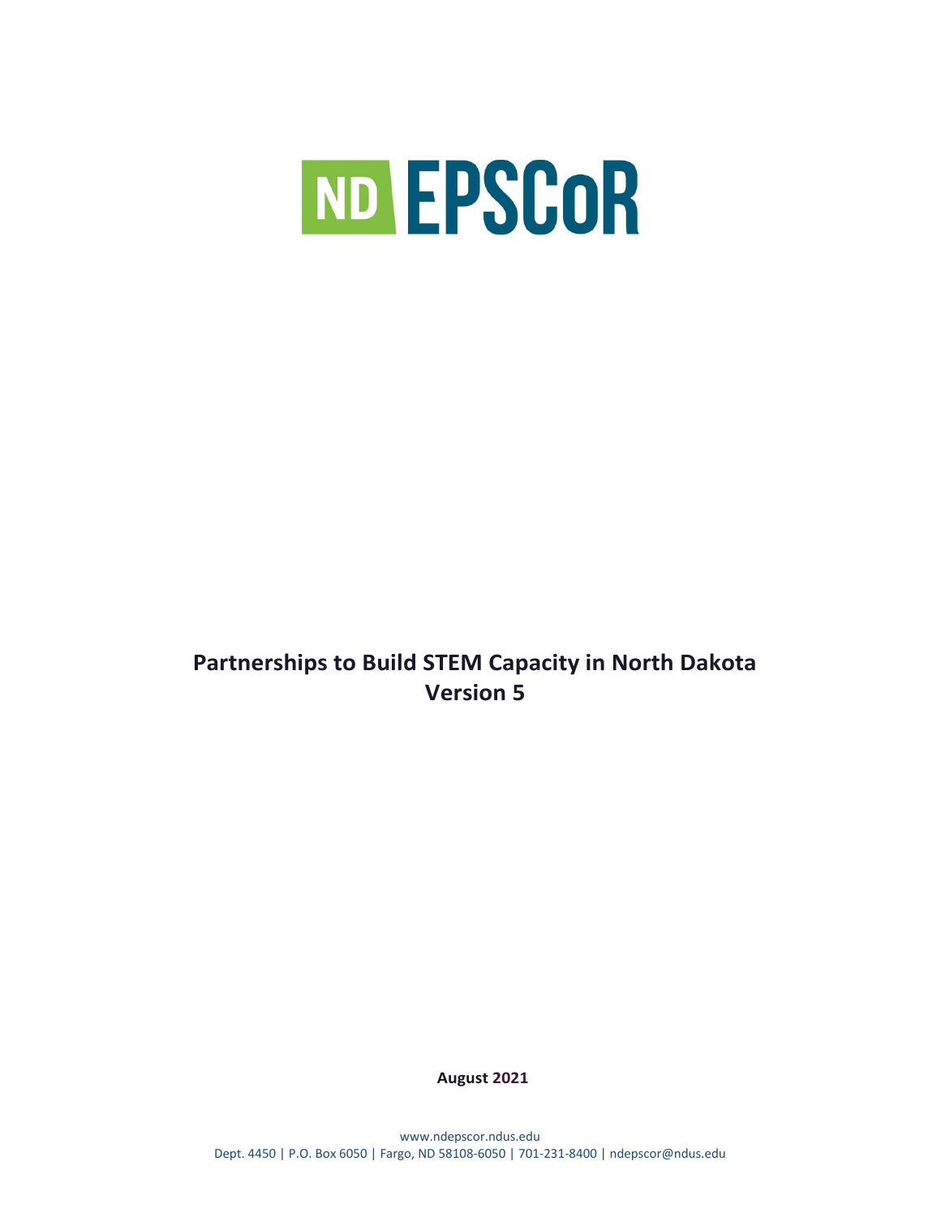# ND EPSCoR

## Partnerships to Build STEM Capacity in North Dakota
## Version 5

**August 2021**

www.ndepscor.ndus.edu
Dept. 4450 | P.O. Box 6050 | Fargo, ND 58108-6050 | 701-231-8400 | ndepscor@ndus.edu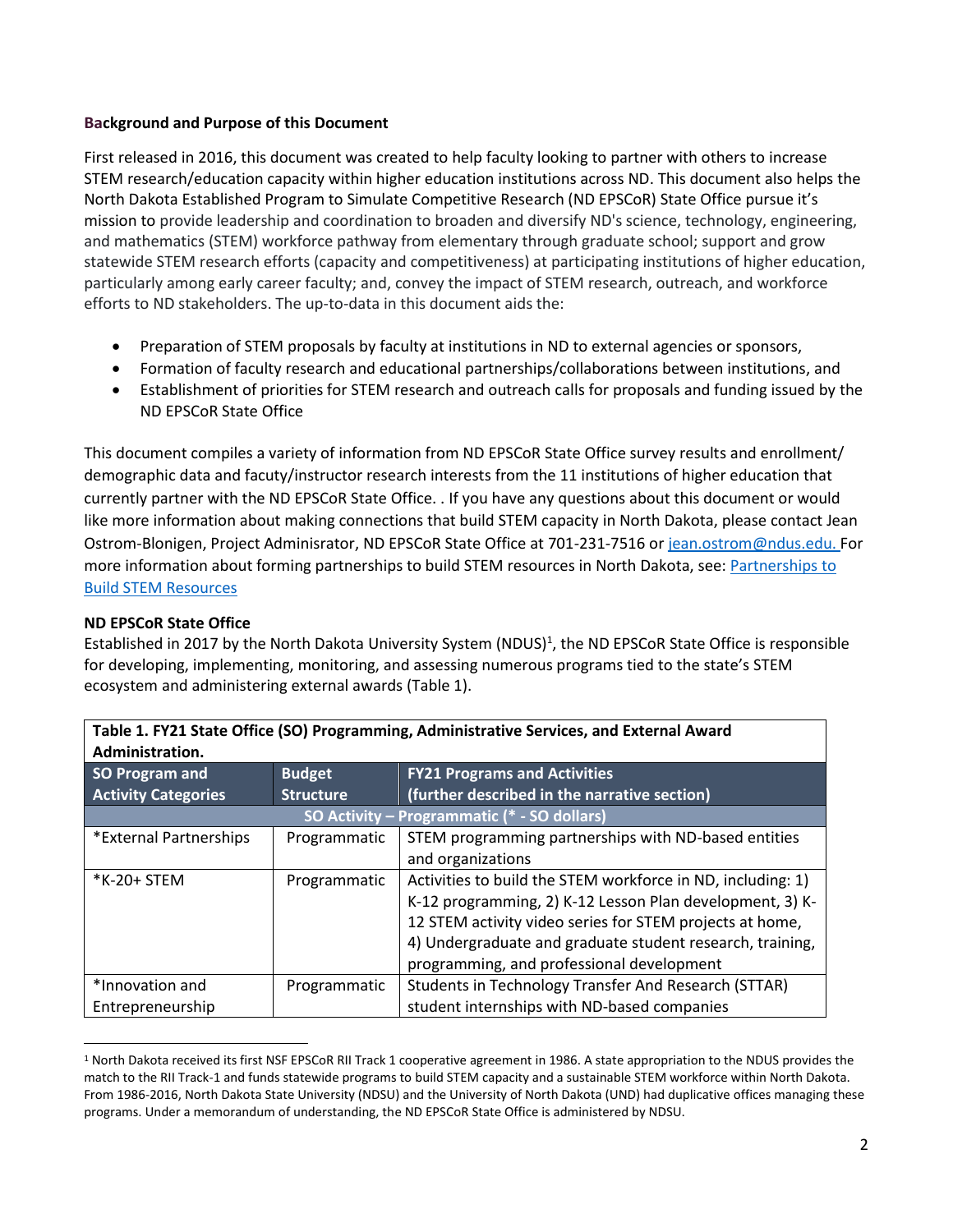**Background and Purpose of this Document**

First released in 2016, this document was created to help faculty looking to partner with others to increase STEM research/education capacity within higher education institutions across ND. This document also helps the North Dakota Established Program to Simulate Competitive Research (ND EPSCoR) State Office pursue it's mission to provide leadership and coordination to broaden and diversify ND's science, technology, engineering, and mathematics (STEM) workforce pathway from elementary through graduate school; support and grow statewide STEM research efforts (capacity and competitiveness) at participating institutions of higher education, particularly among early career faculty; and, convey the impact of STEM research, outreach, and workforce efforts to ND stakeholders. The up-to-data in this document aids the:

- Preparation of STEM proposals by faculty at institutions in ND to external agencies or sponsors,
- Formation of faculty research and educational partnerships/collaborations between institutions, and
- Establishment of priorities for STEM research and outreach calls for proposals and funding issued by the ND EPSCoR State Office

This document compiles a variety of information from ND EPSCoR State Office survey results and enrollment/ demographic data and facuty/instructor research interests from the 11 institutions of higher education that currently partner with the ND EPSCoR State Office. . If you have any questions about this document or would like more information about making connections that build STEM capacity in North Dakota, please contact Jean Ostrom-Blonigen, Project Adminisrator, ND EPSCoR State Office at 701-231-7516 or [jean.ostrom@ndus.edu.](mailto:jean.ostrom@ndus.edu) For more information about forming partnerships to build STEM resources in North Dakota, see: [Partnerships to Build STEM Resources]()

**ND EPSCoR State Office**

Established in 2017 by the North Dakota University System (NDUS)[1], the ND EPSCoR State Office is responsible for developing, implementing, monitoring, and assessing numerous programs tied to the state's STEM ecosystem and administering external awards (Table 1).

**Table 1. FY21 State Office (SO) Programming, Administrative Services, and External Award Administration.**

| SO Program and Activity Categories | Budget Structure | FY21 Programs and Activities (further described in the narrative section) |
|---|---|---|
| **SO Activity – Programmatic (* - SO dollars)** | | |
| *External Partnerships | Programmatic | STEM programming partnerships with ND-based entities and organizations |
| *K-20+ STEM | Programmatic | Activities to build the STEM workforce in ND, including: 1) K-12 programming, 2) K-12 Lesson Plan development, 3) K-12 STEM activity video series for STEM projects at home, 4) Undergraduate and graduate student research, training, programming, and professional development |
| *Innovation and Entrepreneurship | Programmatic | Students in Technology Transfer And Research (STTAR) student internships with ND-based companies |

[1] North Dakota received its first NSF EPSCoR RII Track 1 cooperative agreement in 1986. A state appropriation to the NDUS provides the match to the RII Track-1 and funds statewide programs to build STEM capacity and a sustainable STEM workforce within North Dakota. From 1986-2016, North Dakota State University (NDSU) and the University of North Dakota (UND) had duplicative offices managing these programs. Under a memorandum of understanding, the ND EPSCoR State Office is administered by NDSU.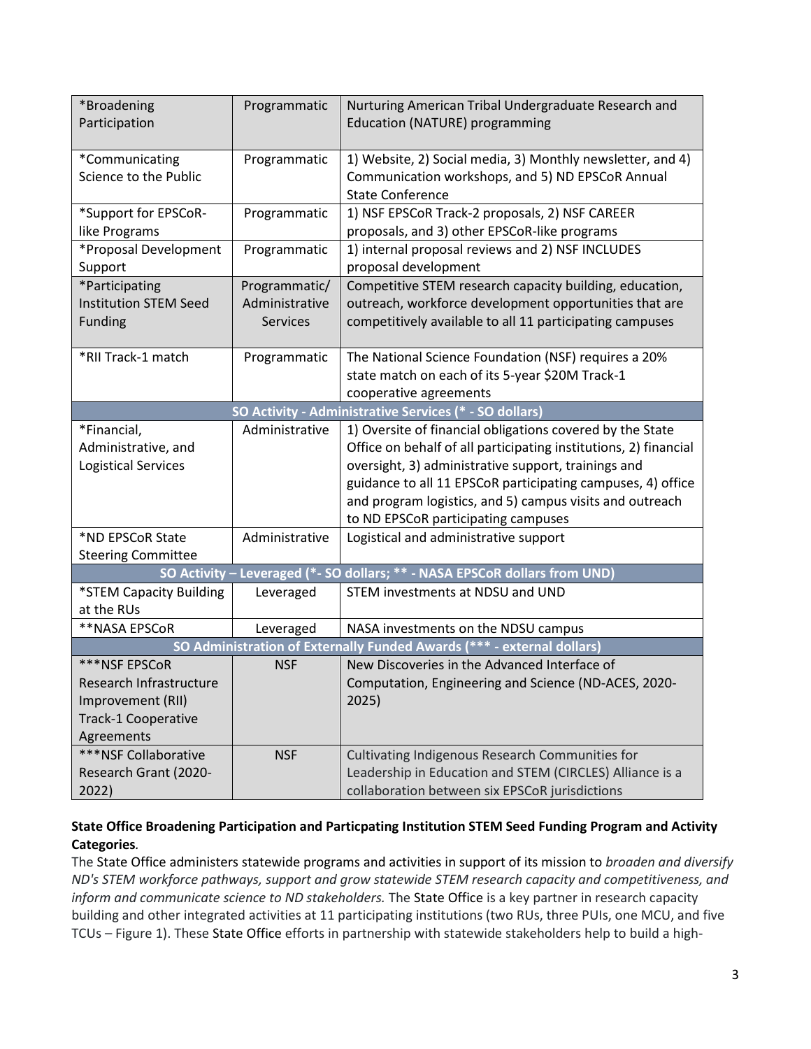| | | |
|---|---|---|
| *Broadening Participation | Programmatic | Nurturing American Tribal Undergraduate Research and Education (NATURE) programming |
| *Communicating Science to the Public | Programmatic | 1) Website, 2) Social media, 3) Monthly newsletter, and 4) Communication workshops, and 5) ND EPSCoR Annual State Conference |
| *Support for EPSCoR-like Programs | Programmatic | 1) NSF EPSCoR Track-2 proposals, 2) NSF CAREER proposals, and 3) other EPSCoR-like programs |
| *Proposal Development Support | Programmatic | 1) internal proposal reviews and 2) NSF INCLUDES proposal development |
| *Participating Institution STEM Seed Funding | Programmatic/ Administrative Services | Competitive STEM research capacity building, education, outreach, workforce development opportunities that are competitively available to all 11 participating campuses |
| *RII Track-1 match | Programmatic | The National Science Foundation (NSF) requires a 20% state match on each of its 5-year $20M Track-1 cooperative agreements |
| **SO Activity - Administrative Services (* - SO dollars)** | | |
| *Financial, Administrative, and Logistical Services | Administrative | 1) Oversite of financial obligations covered by the State Office on behalf of all participating institutions, 2) financial oversight, 3) administrative support, trainings and guidance to all 11 EPSCoR participating campuses, 4) office and program logistics, and 5) campus visits and outreach to ND EPSCoR participating campuses |
| *ND EPSCoR State Steering Committee | Administrative | Logistical and administrative support |
| **SO Activity – Leveraged (*- SO dollars; ** - NASA EPSCoR dollars from UND)** | | |
| *STEM Capacity Building at the RUs | Leveraged | STEM investments at NDSU and UND |
| **NASA EPSCoR | Leveraged | NASA investments on the NDSU campus |
| **SO Administration of Externally Funded Awards (*** - external dollars)** | | |
| ***NSF EPSCoR Research Infrastructure Improvement (RII) Track-1 Cooperative Agreements | NSF | New Discoveries in the Advanced Interface of Computation, Engineering and Science (ND-ACES, 2020-2025) |
| ***NSF Collaborative Research Grant (2020-2022) | NSF | Cultivating Indigenous Research Communities for Leadership in Education and STEM (CIRCLES) Alliance is a collaboration between six EPSCoR jurisdictions |

**State Office Broadening Participation and Particpating Institution STEM Seed Funding Program and Activity Categories**.

The State Office administers statewide programs and activities in support of its mission to *broaden and diversify ND's STEM workforce pathways, support and grow statewide STEM research capacity and competitiveness, and inform and communicate science to ND stakeholders.* The State Office is a key partner in research capacity building and other integrated activities at 11 participating institutions (two RUs, three PUIs, one MCU, and five TCUs – Figure 1). These State Office efforts in partnership with statewide stakeholders help to build a high-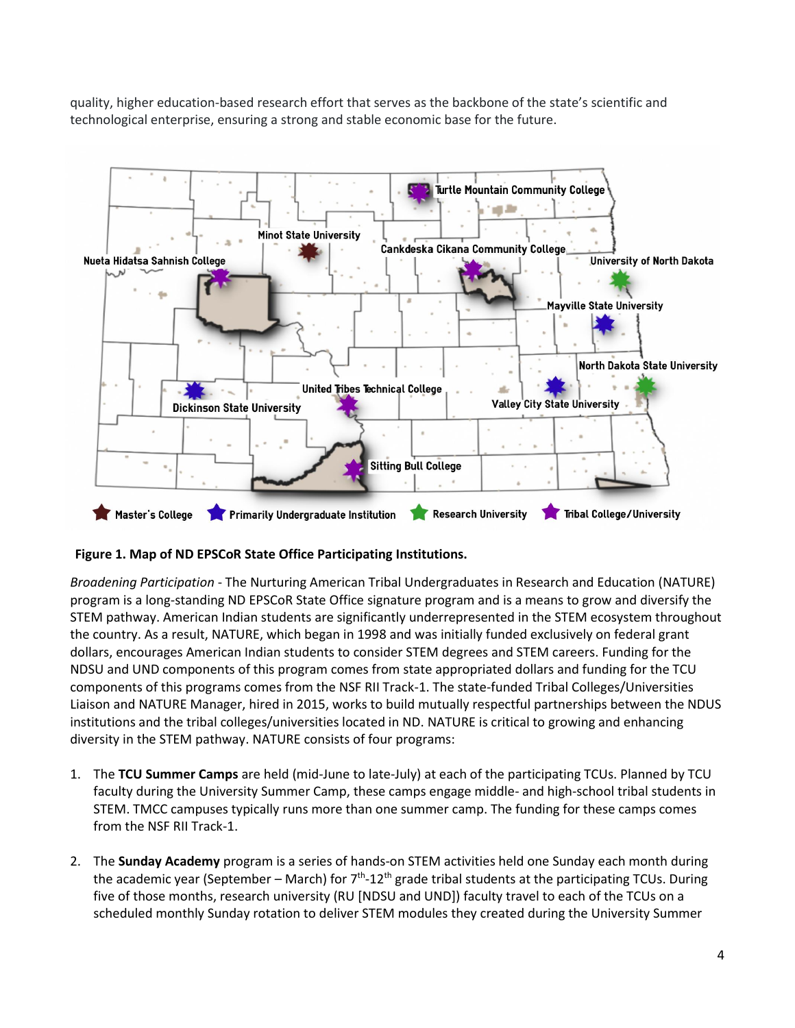quality, higher education-based research effort that serves as the backbone of the state's scientific and technological enterprise, ensuring a strong and stable economic base for the future.

**Figure 1. Map of ND EPSCoR State Office Participating Institutions.**

*Broadening Participation* - The Nurturing American Tribal Undergraduates in Research and Education (NATURE) program is a long-standing ND EPSCoR State Office signature program and is a means to grow and diversify the STEM pathway. American Indian students are significantly underrepresented in the STEM ecosystem throughout the country. As a result, NATURE, which began in 1998 and was initially funded exclusively on federal grant dollars, encourages American Indian students to consider STEM degrees and STEM careers. Funding for the NDSU and UND components of this program comes from state appropriated dollars and funding for the TCU components of this programs comes from the NSF RII Track-1. The state-funded Tribal Colleges/Universities Liaison and NATURE Manager, hired in 2015, works to build mutually respectful partnerships between the NDUS institutions and the tribal colleges/universities located in ND. NATURE is critical to growing and enhancing diversity in the STEM pathway. NATURE consists of four programs:

1. The **TCU Summer Camps** are held (mid-June to late-July) at each of the participating TCUs. Planned by TCU faculty during the University Summer Camp, these camps engage middle- and high-school tribal students in STEM. TMCC campuses typically runs more than one summer camp. The funding for these camps comes from the NSF RII Track-1.

2. The **Sunday Academy** program is a series of hands-on STEM activities held one Sunday each month during the academic year (September – March) for 7th-12th grade tribal students at the participating TCUs. During five of those months, research university (RU [NDSU and UND]) faculty travel to each of the TCUs on a scheduled monthly Sunday rotation to deliver STEM modules they created during the University Summer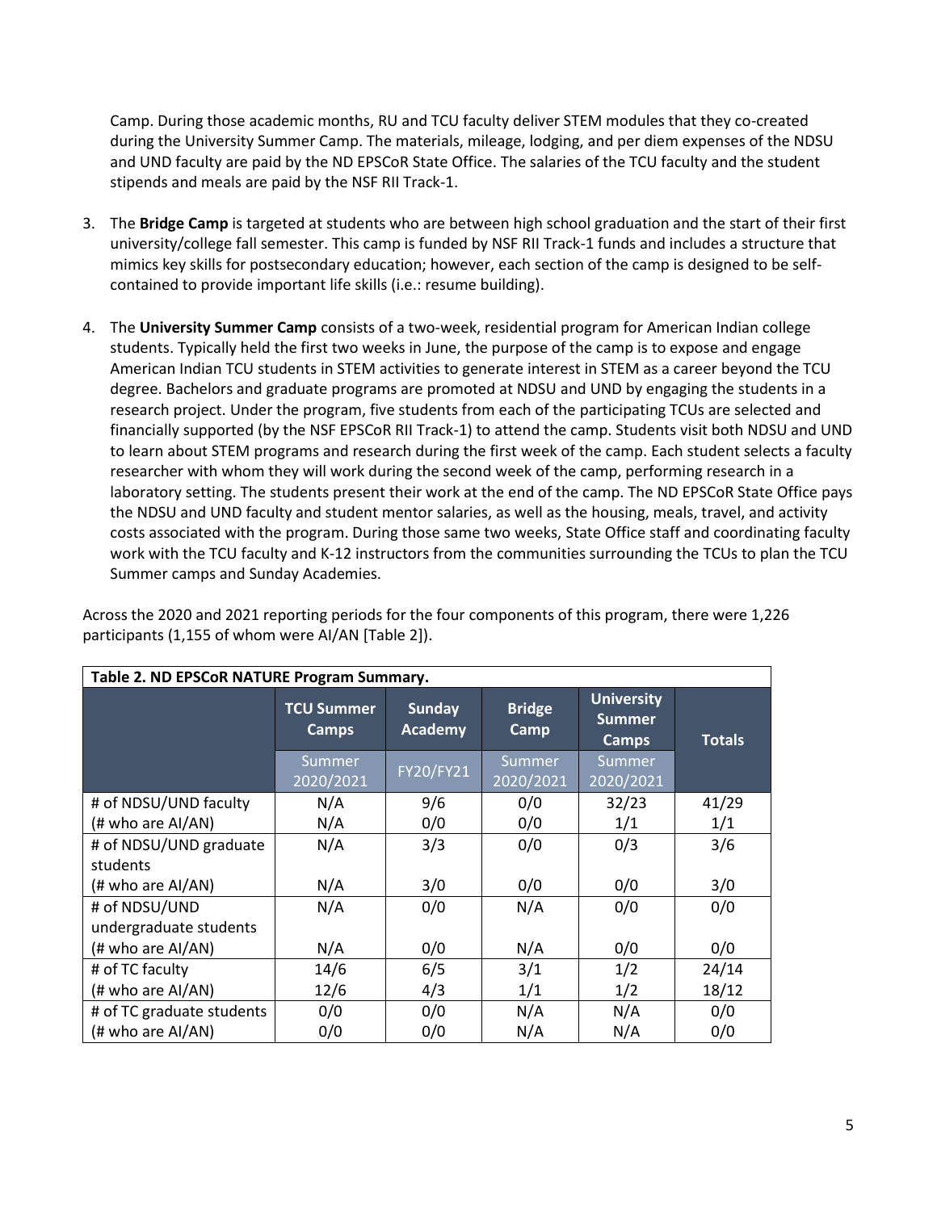Camp. During those academic months, RU and TCU faculty deliver STEM modules that they co-created during the University Summer Camp. The materials, mileage, lodging, and per diem expenses of the NDSU and UND faculty are paid by the ND EPSCoR State Office. The salaries of the TCU faculty and the student stipends and meals are paid by the NSF RII Track-1.

3. The **Bridge Camp** is targeted at students who are between high school graduation and the start of their first university/college fall semester. This camp is funded by NSF RII Track-1 funds and includes a structure that mimics key skills for postsecondary education; however, each section of the camp is designed to be self-contained to provide important life skills (i.e.: resume building).

4. The **University Summer Camp** consists of a two-week, residential program for American Indian college students. Typically held the first two weeks in June, the purpose of the camp is to expose and engage American Indian TCU students in STEM activities to generate interest in STEM as a career beyond the TCU degree. Bachelors and graduate programs are promoted at NDSU and UND by engaging the students in a research project. Under the program, five students from each of the participating TCUs are selected and financially supported (by the NSF EPSCoR RII Track-1) to attend the camp. Students visit both NDSU and UND to learn about STEM programs and research during the first week of the camp. Each student selects a faculty researcher with whom they will work during the second week of the camp, performing research in a laboratory setting. The students present their work at the end of the camp. The ND EPSCoR State Office pays the NDSU and UND faculty and student mentor salaries, as well as the housing, meals, travel, and activity costs associated with the program. During those same two weeks, State Office staff and coordinating faculty work with the TCU faculty and K-12 instructors from the communities surrounding the TCUs to plan the TCU Summer camps and Sunday Academies.

Across the 2020 and 2021 reporting periods for the four components of this program, there were 1,226 participants (1,155 of whom were AI/AN [Table 2]).

**Table 2. ND EPSCoR NATURE Program Summary.**

| | **TCU Summer Camps** | **Sunday Academy** | **Bridge Camp** | **University Summer Camps** | **Totals** |
|---|---|---|---|---|---|
| | Summer 2020/2021 | FY20/FY21 | Summer 2020/2021 | Summer 2020/2021 | |
| # of NDSU/UND faculty (# who are AI/AN) | N/A<br>N/A | 9/6<br>0/0 | 0/0<br>0/0 | 32/23<br>1/1 | 41/29<br>1/1 |
| # of NDSU/UND graduate students (# who are AI/AN) | N/A<br>N/A | 3/3<br>3/0 | 0/0<br>0/0 | 0/3<br>0/0 | 3/6<br>3/0 |
| # of NDSU/UND undergraduate students (# who are AI/AN) | N/A<br>N/A | 0/0<br>0/0 | N/A<br>N/A | 0/0<br>0/0 | 0/0<br>0/0 |
| # of TC faculty (# who are AI/AN) | 14/6<br>12/6 | 6/5<br>4/3 | 3/1<br>1/1 | 1/2<br>1/2 | 24/14<br>18/12 |
| # of TC graduate students (# who are AI/AN) | 0/0<br>0/0 | 0/0<br>0/0 | N/A<br>N/A | N/A<br>N/A | 0/0<br>0/0 |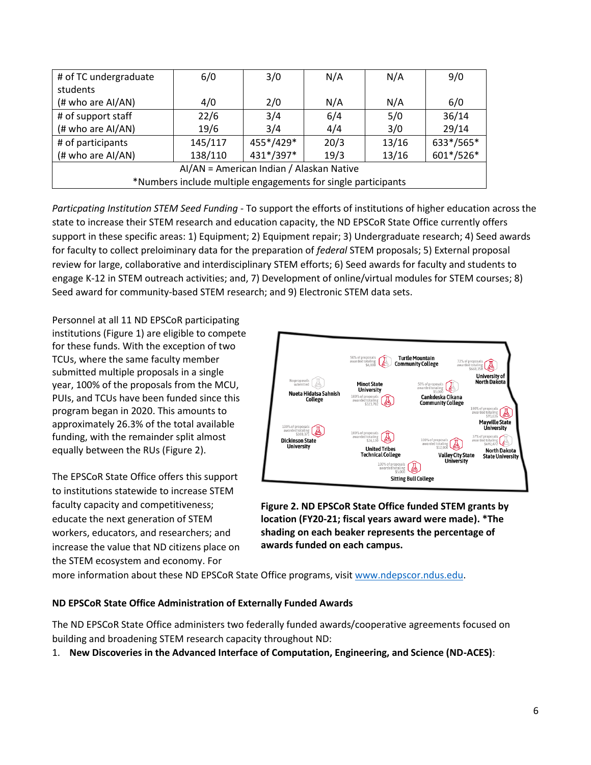| # of TC undergraduate students (# who are AI/AN) | 6/0<br>4/0 | 3/0<br>2/0 | N/A<br>N/A | N/A<br>N/A | 9/0<br>6/0 |
|---|---|---|---|---|---|
| # of support staff (# who are AI/AN) | 22/6<br>19/6 | 3/4<br>3/4 | 6/4<br>4/4 | 5/0<br>3/0 | 36/14<br>29/14 |
| # of participants (# who are AI/AN) | 145/117<br>138/110 | 455*/429*<br>431*/397* | 20/3<br>19/3 | 13/16<br>13/16 | 633*/565*<br>601*/526* |
| AI/AN = American Indian / Alaskan Native<br>*Numbers include multiple engagements for single participants | | | | | |

*Particpating Institution STEM Seed Funding* - To support the efforts of institutions of higher education across the state to increase their STEM research and education capacity, the ND EPSCoR State Office currently offers support in these specific areas: 1) Equipment; 2) Equipment repair; 3) Undergraduate research; 4) Seed awards for faculty to collect preloiminary data for the preparation of *federal* STEM proposals; 5) External proposal review for large, collaborative and interdisciplinary STEM efforts; 6) Seed awards for faculty and students to engage K-12 in STEM outreach activities; and, 7) Development of online/virtual modules for STEM courses; 8) Seed award for community-based STEM research; and 9) Electronic STEM data sets.

Personnel at all 11 ND EPSCoR participating institutions (Figure 1) are eligible to compete for these funds. With the exception of two TCUs, where the same faculty member submitted multiple proposals in a single year, 100% of the proposals from the MCU, PUIs, and TCUs have been funded since this program began in 2020. This amounts to approximately 26.3% of the total available funding, with the remainder split almost equally between the RUs (Figure 2).

The EPSCoR State Office offers this support to institutions statewide to increase STEM faculty capacity and competitiveness; educate the next generation of STEM workers, educators, and researchers; and increase the value that ND citizens place on the STEM ecosystem and economy. For more information about these ND EPSCoR State Office programs, visit www.ndepscor.ndus.edu.

**Figure 2. ND EPSCoR State Office funded STEM grants by location (FY20-21; fiscal years award were made). *The shading on each beaker represents the percentage of awards funded on each campus.**

**ND EPSCoR State Office Administration of Externally Funded Awards**

The ND EPSCoR State Office administers two federally funded awards/cooperative agreements focused on building and broadening STEM research capacity throughout ND:

1. **New Discoveries in the Advanced Interface of Computation, Engineering, and Science (ND-ACES)**: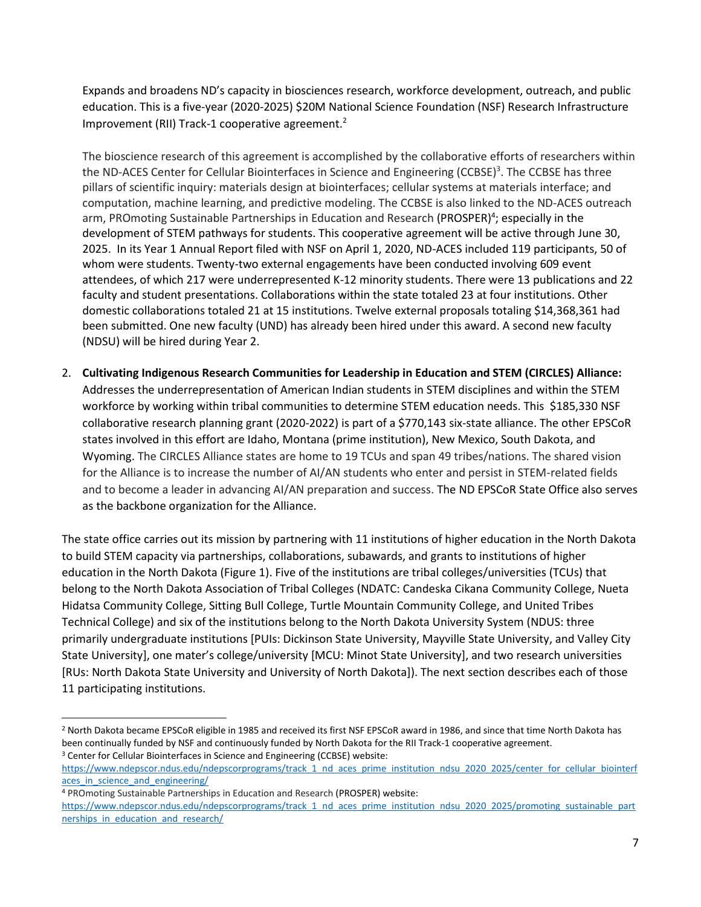Expands and broadens ND's capacity in biosciences research, workforce development, outreach, and public education. This is a five-year (2020-2025) $20M National Science Foundation (NSF) Research Infrastructure Improvement (RII) Track-1 cooperative agreement.[2]

The bioscience research of this agreement is accomplished by the collaborative efforts of researchers within the ND-ACES Center for Cellular Biointerfaces in Science and Engineering (CCBSE)[3]. The CCBSE has three pillars of scientific inquiry: materials design at biointerfaces; cellular systems at materials interface; and computation, machine learning, and predictive modeling. The CCBSE is also linked to the ND-ACES outreach arm, PROmoting Sustainable Partnerships in Education and Research (PROSPER)[4]; especially in the development of STEM pathways for students. This cooperative agreement will be active through June 30, 2025. In its Year 1 Annual Report filed with NSF on April 1, 2020, ND-ACES included 119 participants, 50 of whom were students. Twenty-two external engagements have been conducted involving 609 event attendees, of which 217 were underrepresented K-12 minority students. There were 13 publications and 22 faculty and student presentations. Collaborations within the state totaled 23 at four institutions. Other domestic collaborations totaled 21 at 15 institutions. Twelve external proposals totaling $14,368,361 had been submitted. One new faculty (UND) has already been hired under this award. A second new faculty (NDSU) will be hired during Year 2.

2. **Cultivating Indigenous Research Communities for Leadership in Education and STEM (CIRCLES) Alliance:** Addresses the underrepresentation of American Indian students in STEM disciplines and within the STEM workforce by working within tribal communities to determine STEM education needs. This $185,330 NSF collaborative research planning grant (2020-2022) is part of a $770,143 six-state alliance. The other EPSCoR states involved in this effort are Idaho, Montana (prime institution), New Mexico, South Dakota, and Wyoming. The CIRCLES Alliance states are home to 19 TCUs and span 49 tribes/nations. The shared vision for the Alliance is to increase the number of AI/AN students who enter and persist in STEM-related fields and to become a leader in advancing AI/AN preparation and success. The ND EPSCoR State Office also serves as the backbone organization for the Alliance.

The state office carries out its mission by partnering with 11 institutions of higher education in the North Dakota to build STEM capacity via partnerships, collaborations, subawards, and grants to institutions of higher education in the North Dakota (Figure 1). Five of the institutions are tribal colleges/universities (TCUs) that belong to the North Dakota Association of Tribal Colleges (NDATC: Candeska Cikana Community College, Nueta Hidatsa Community College, Sitting Bull College, Turtle Mountain Community College, and United Tribes Technical College) and six of the institutions belong to the North Dakota University System (NDUS: three primarily undergraduate institutions [PUIs: Dickinson State University, Mayville State University, and Valley City State University], one mater's college/university [MCU: Minot State University], and two research universities [RUs: North Dakota State University and University of North Dakota]). The next section describes each of those 11 participating institutions.

---

[2] North Dakota became EPSCoR eligible in 1985 and received its first NSF EPSCoR award in 1986, and since that time North Dakota has been continually funded by NSF and continuously funded by North Dakota for the RII Track-1 cooperative agreement.

[3] Center for Cellular Biointerfaces in Science and Engineering (CCBSE) website: https://www.ndepscor.ndus.edu/ndepscorprograms/track_1_nd_aces_prime_institution_ndsu_2020_2025/center_for_cellular_biointerfaces_in_science_and_engineering/

[4] PROmoting Sustainable Partnerships in Education and Research (PROSPER) website: https://www.ndepscor.ndus.edu/ndepscorprograms/track_1_nd_aces_prime_institution_ndsu_2020_2025/promoting_sustainable_partnerships_in_education_and_research/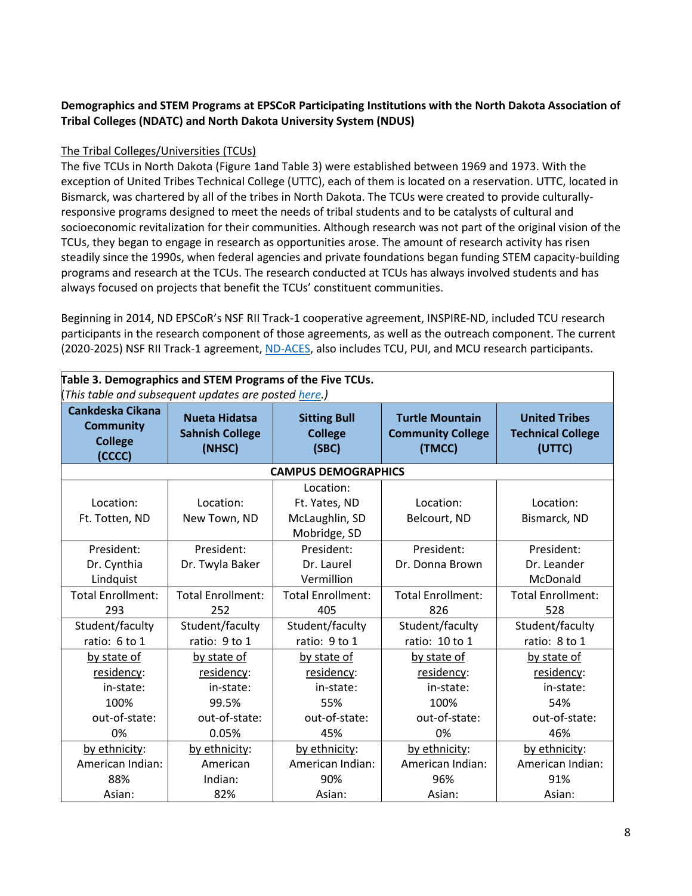**Demographics and STEM Programs at EPSCoR Participating Institutions with the North Dakota Association of Tribal Colleges (NDATC) and North Dakota University System (NDUS)**

The Tribal Colleges/Universities (TCUs)

The five TCUs in North Dakota (Figure 1and Table 3) were established between 1969 and 1973. With the exception of United Tribes Technical College (UTTC), each of them is located on a reservation. UTTC, located in Bismarck, was chartered by all of the tribes in North Dakota. The TCUs were created to provide culturally-responsive programs designed to meet the needs of tribal students and to be catalysts of cultural and socioeconomic revitalization for their communities. Although research was not part of the original vision of the TCUs, they began to engage in research as opportunities arose. The amount of research activity has risen steadily since the 1990s, when federal agencies and private foundations began funding STEM capacity-building programs and research at the TCUs. The research conducted at TCUs has always involved students and has always focused on projects that benefit the TCUs' constituent communities.

Beginning in 2014, ND EPSCoR's NSF RII Track-1 cooperative agreement, INSPIRE-ND, included TCU research participants in the research component of those agreements, as well as the outreach component. The current (2020-2025) NSF RII Track-1 agreement, ND-ACES, also includes TCU, PUI, and MCU research participants.

**Table 3. Demographics and STEM Programs of the Five TCUs.**
(*This table and subsequent updates are posted here.*)

| Cankdeska Cikana Community College (CCCC) | Nueta Hidatsa Sahnish College (NHSC) | Sitting Bull College (SBC) | Turtle Mountain Community College (TMCC) | United Tribes Technical College (UTTC) |
|---|---|---|---|---|
| **CAMPUS DEMOGRAPHICS** | | | | |
| Location: Ft. Totten, ND | Location: New Town, ND | Location: Ft. Yates, ND McLaughlin, SD Mobridge, SD | Location: Belcourt, ND | Location: Bismarck, ND |
| President: Dr. Cynthia Lindquist | President: Dr. Twyla Baker | President: Dr. Laurel Vermillion | President: Dr. Donna Brown | President: Dr. Leander McDonald |
| Total Enrollment: 293 | Total Enrollment: 252 | Total Enrollment: 405 | Total Enrollment: 826 | Total Enrollment: 528 |
| Student/faculty ratio: 6 to 1 | Student/faculty ratio: 9 to 1 | Student/faculty ratio: 9 to 1 | Student/faculty ratio: 10 to 1 | Student/faculty ratio: 8 to 1 |
| by state of residency: in-state: 100% out-of-state: 0% | by state of residency: in-state: 99.5% out-of-state: 0.05% | by state of residency: in-state: 55% out-of-state: 45% | by state of residency: in-state: 100% out-of-state: 0% | by state of residency: in-state: 54% out-of-state: 46% |
| by ethnicity: American Indian: 88% Asian: | by ethnicity: American Indian: 82% | by ethnicity: American Indian: 90% Asian: | by ethnicity: American Indian: 96% Asian: | by ethnicity: American Indian: 91% Asian: |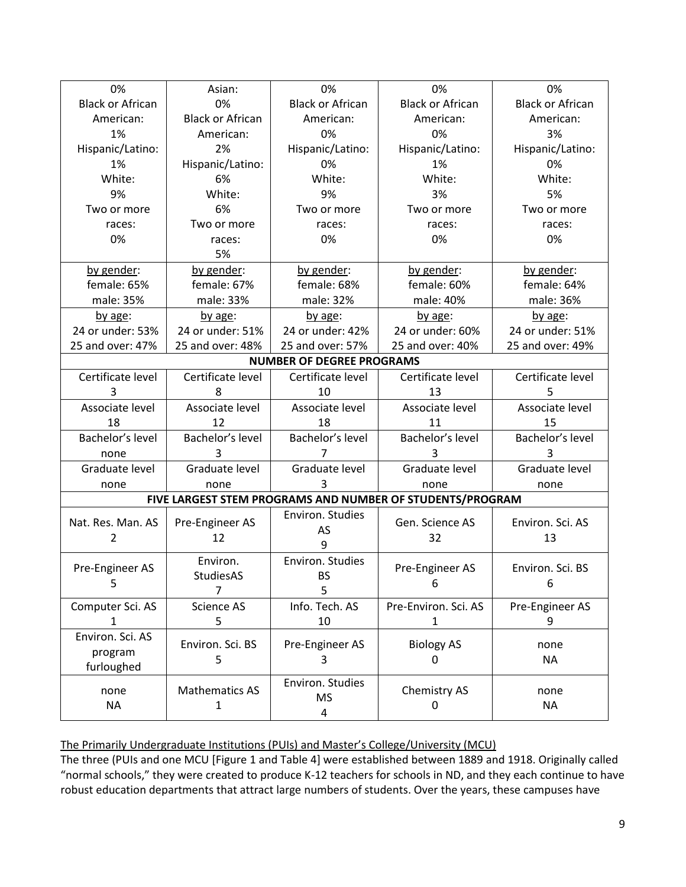| | | | | |
|---|---|---|---|---|
| 0%<br>Black or African American:<br>1%<br>Hispanic/Latino:<br>1%<br>White:<br>9%<br>Two or more races:<br>0% | Asian:<br>0%<br>Black or African American:<br>2%<br>Hispanic/Latino:<br>6%<br>White:<br>6%<br>Two or more races:<br>5% | 0%<br>Black or African American:<br>0%<br>Hispanic/Latino:<br>0%<br>White:<br>9%<br>Two or more races:<br>0% | 0%<br>Black or African American:<br>0%<br>Hispanic/Latino:<br>1%<br>White:<br>3%<br>Two or more races:<br>0% | 0%<br>Black or African American:<br>3%<br>Hispanic/Latino:<br>0%<br>White:<br>5%<br>Two or more races:<br>0% |
| <u>by gender</u>:<br>female: 65%<br>male: 35% | <u>by gender</u>:<br>female: 67%<br>male: 33% | <u>by gender</u>:<br>female: 68%<br>male: 32% | <u>by gender</u>:<br>female: 60%<br>male: 40% | <u>by gender</u>:<br>female: 64%<br>male: 36% |
| <u>by age</u>:<br>24 or under: 53%<br>25 and over: 47% | <u>by age</u>:<br>24 or under: 51%<br>25 and over: 48% | <u>by age</u>:<br>24 or under: 42%<br>25 and over: 57% | <u>by age</u>:<br>24 or under: 60%<br>25 and over: 40% | <u>by age</u>:<br>24 or under: 51%<br>25 and over: 49% |
| **NUMBER OF DEGREE PROGRAMS** | | | | |
| Certificate level<br>3 | Certificate level<br>8 | Certificate level<br>10 | Certificate level<br>13 | Certificate level<br>5 |
| Associate level<br>18 | Associate level<br>12 | Associate level<br>18 | Associate level<br>11 | Associate level<br>15 |
| Bachelor's level<br>none | Bachelor's level<br>3 | Bachelor's level<br>7 | Bachelor's level<br>3 | Bachelor's level<br>3 |
| Graduate level<br>none | Graduate level<br>none | Graduate level<br>3 | Graduate level<br>none | Graduate level<br>none |
| **FIVE LARGEST STEM PROGRAMS AND NUMBER OF STUDENTS/PROGRAM** | | | | |
| Nat. Res. Man. AS<br>2 | Pre-Engineer AS<br>12 | Environ. Studies AS<br>9 | Gen. Science AS<br>32 | Environ. Sci. AS<br>13 |
| Pre-Engineer AS<br>5 | Environ. StudiesAS<br>7 | Environ. Studies BS<br>5 | Pre-Engineer AS<br>6 | Environ. Sci. BS<br>6 |
| Computer Sci. AS<br>1 | Science AS<br>5 | Info. Tech. AS<br>10 | Pre-Environ. Sci. AS<br>1 | Pre-Engineer AS<br>9 |
| Environ. Sci. AS program furloughed | Environ. Sci. BS<br>5 | Pre-Engineer AS<br>3 | Biology AS<br>0 | none<br>NA |
| none<br>NA | Mathematics AS<br>1 | Environ. Studies MS<br>4 | Chemistry AS<br>0 | none<br>NA |

<u>The Primarily Undergraduate Institutions (PUIs) and Master's College/University (MCU)</u>

The three (PUIs and one MCU [Figure 1 and Table 4] were established between 1889 and 1918. Originally called "normal schools," they were created to produce K-12 teachers for schools in ND, and they each continue to have robust education departments that attract large numbers of students. Over the years, these campuses have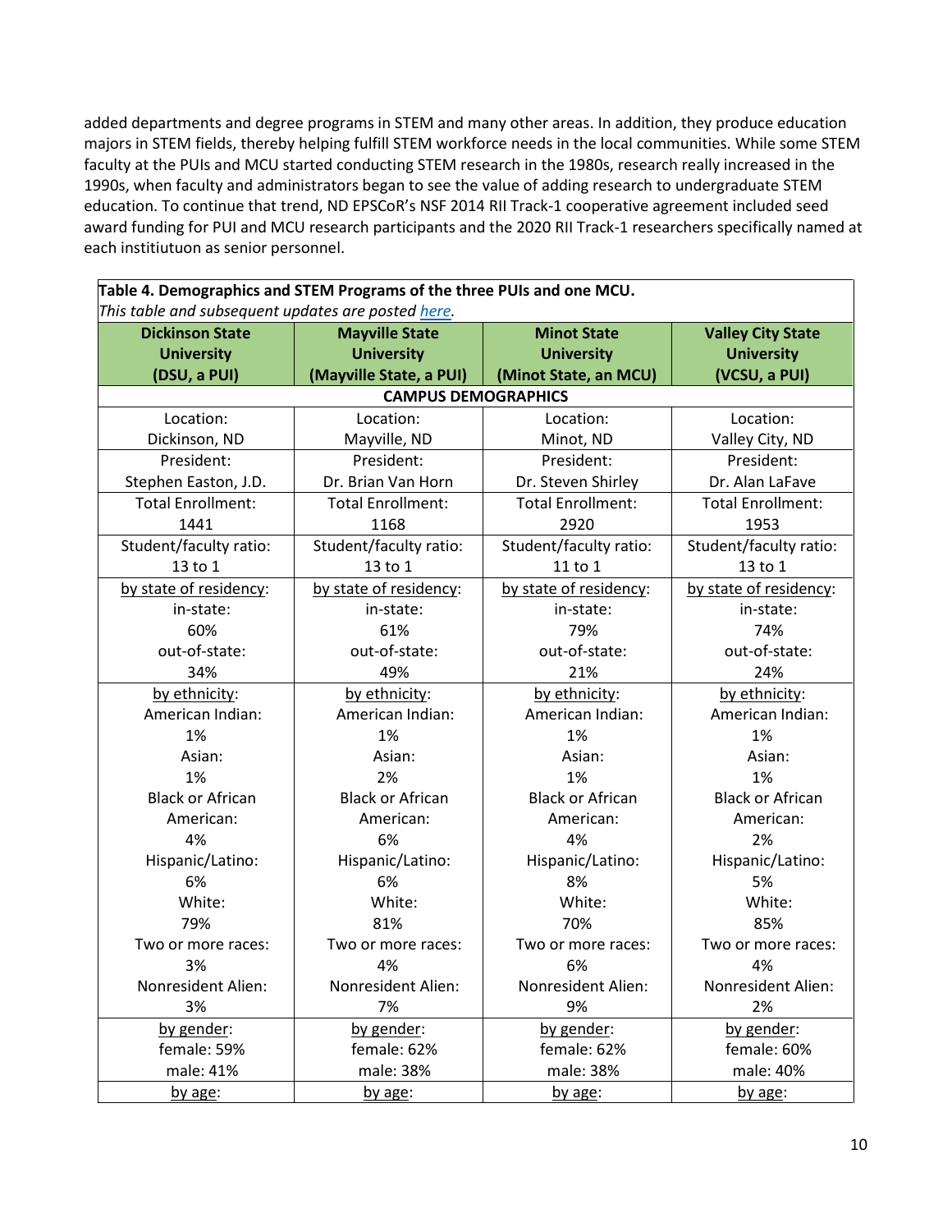added departments and degree programs in STEM and many other areas. In addition, they produce education majors in STEM fields, thereby helping fulfill STEM workforce needs in the local communities. While some STEM faculty at the PUIs and MCU started conducting STEM research in the 1980s, research really increased in the 1990s, when faculty and administrators began to see the value of adding research to undergraduate STEM education. To continue that trend, ND EPSCoR's NSF 2014 RII Track-1 cooperative agreement included seed award funding for PUI and MCU research participants and the 2020 RII Track-1 researchers specifically named at each instiitiutuon as senior personnel.

**Table 4. Demographics and STEM Programs of the three PUIs and one MCU.**
*This table and subsequent updates are posted here.*

| Dickinson State University (DSU, a PUI) | Mayville State University (Mayville State, a PUI) | Minot State University (Minot State, an MCU) | Valley City State University (VCSU, a PUI) |
|---|---|---|---|
| **CAMPUS DEMOGRAPHICS** | | | |
| Location: Dickinson, ND | Location: Mayville, ND | Location: Minot, ND | Location: Valley City, ND |
| President: Stephen Easton, J.D. | President: Dr. Brian Van Horn | President: Dr. Steven Shirley | President: Dr. Alan LaFave |
| Total Enrollment: 1441 | Total Enrollment: 1168 | Total Enrollment: 2920 | Total Enrollment: 1953 |
| Student/faculty ratio: 13 to 1 | Student/faculty ratio: 13 to 1 | Student/faculty ratio: 11 to 1 | Student/faculty ratio: 13 to 1 |
| by state of residency: in-state: 60% out-of-state: 34% | by state of residency: in-state: 61% out-of-state: 49% | by state of residency: in-state: 79% out-of-state: 21% | by state of residency: in-state: 74% out-of-state: 24% |
| by ethnicity: American Indian: 1% Asian: 1% Black or African American: 4% Hispanic/Latino: 6% White: 79% Two or more races: 3% Nonresident Alien: 3% | by ethnicity: American Indian: 1% Asian: 2% Black or African American: 6% Hispanic/Latino: 6% White: 81% Two or more races: 4% Nonresident Alien: 7% | by ethnicity: American Indian: 1% Asian: 1% Black or African American: 4% Hispanic/Latino: 8% White: 70% Two or more races: 6% Nonresident Alien: 9% | by ethnicity: American Indian: 1% Asian: 1% Black or African American: 2% Hispanic/Latino: 5% White: 85% Two or more races: 4% Nonresident Alien: 2% |
| by gender: female: 59% male: 41% | by gender: female: 62% male: 38% | by gender: female: 62% male: 38% | by gender: female: 60% male: 40% |
| by age: | by age: | by age: | by age: |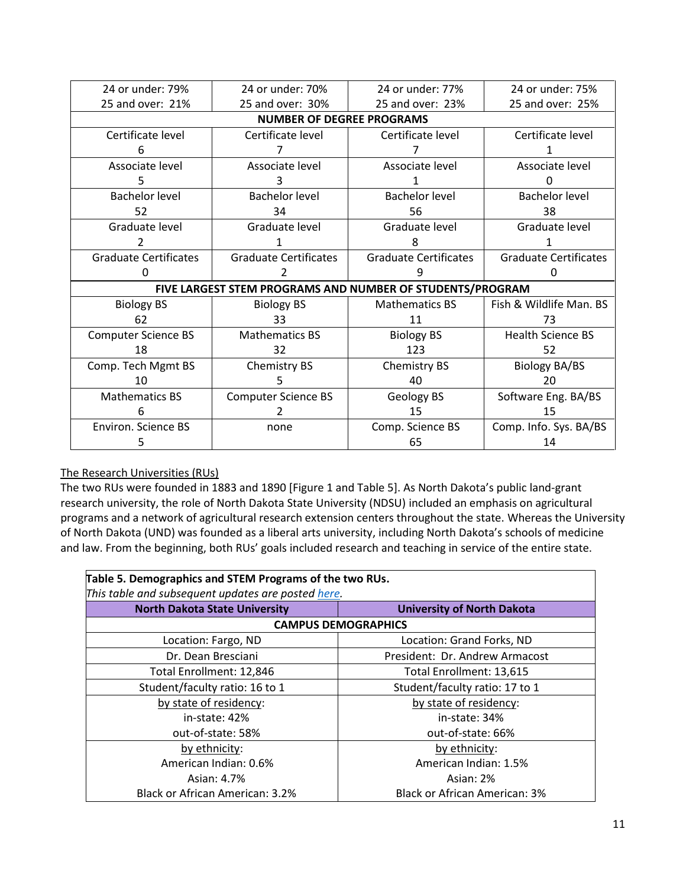| | | | |
|---|---|---|---|
| 24 or under: 79%<br>25 and over: 21% | 24 or under: 70%<br>25 and over: 30% | 24 or under: 77%<br>25 and over: 23% | 24 or under: 75%<br>25 and over: 25% |
| **NUMBER OF DEGREE PROGRAMS** | | | |
| Certificate level<br>6 | Certificate level<br>7 | Certificate level<br>7 | Certificate level<br>1 |
| Associate level<br>5 | Associate level<br>3 | Associate level<br>1 | Associate level<br>0 |
| Bachelor level<br>52 | Bachelor level<br>34 | Bachelor level<br>56 | Bachelor level<br>38 |
| Graduate level<br>2 | Graduate level<br>1 | Graduate level<br>8 | Graduate level<br>1 |
| Graduate Certificates<br>0 | Graduate Certificates<br>2 | Graduate Certificates<br>9 | Graduate Certificates<br>0 |
| **FIVE LARGEST STEM PROGRAMS AND NUMBER OF STUDENTS/PROGRAM** | | | |
| Biology BS<br>62 | Biology BS<br>33 | Mathematics BS<br>11 | Fish & Wildlife Man. BS<br>73 |
| Computer Science BS<br>18 | Mathematics BS<br>32 | Biology BS<br>123 | Health Science BS<br>52 |
| Comp. Tech Mgmt BS<br>10 | Chemistry BS<br>5 | Chemistry BS<br>40 | Biology BA/BS<br>20 |
| Mathematics BS<br>6 | Computer Science BS<br>2 | Geology BS<br>15 | Software Eng. BA/BS<br>15 |
| Environ. Science BS<br>5 | none | Comp. Science BS<br>65 | Comp. Info. Sys. BA/BS<br>14 |

<u>The Research Universities (RUs)</u>

The two RUs were founded in 1883 and 1890 [Figure 1 and Table 5]. As North Dakota's public land-grant research university, the role of North Dakota State University (NDSU) included an emphasis on agricultural programs and a network of agricultural research extension centers throughout the state. Whereas the University of North Dakota (UND) was founded as a liberal arts university, including North Dakota's schools of medicine and law. From the beginning, both RUs' goals included research and teaching in service of the entire state.

**Table 5. Demographics and STEM Programs of the two RUs.**
*This table and subsequent updates are posted here.*

| North Dakota State University | University of North Dakota |
|---|---|
| **CAMPUS DEMOGRAPHICS** | |
| Location: Fargo, ND | Location: Grand Forks, ND |
| Dr. Dean Bresciani | President: Dr. Andrew Armacost |
| Total Enrollment: 12,846 | Total Enrollment: 13,615 |
| Student/faculty ratio: 16 to 1 | Student/faculty ratio: 17 to 1 |
| <u>by state of residency</u>:<br>in-state: 42%<br>out-of-state: 58% | <u>by state of residency</u>:<br>in-state: 34%<br>out-of-state: 66% |
| <u>by ethnicity</u>:<br>American Indian: 0.6%<br>Asian: 4.7%<br>Black or African American: 3.2% | <u>by ethnicity</u>:<br>American Indian: 1.5%<br>Asian: 2%<br>Black or African American: 3% |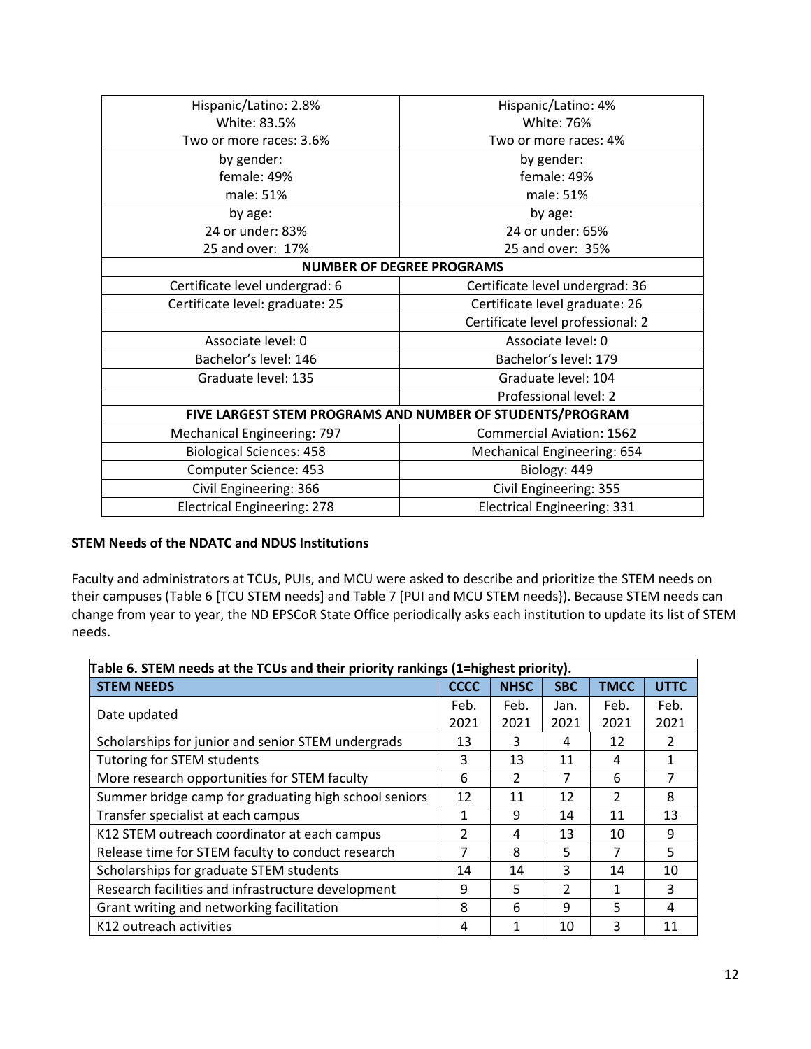| | |
|---|---|
| Hispanic/Latino: 2.8%<br>White: 83.5%<br>Two or more races: 3.6% | Hispanic/Latino: 4%<br>White: 76%<br>Two or more races: 4% |
| by gender:<br>female: 49%<br>male: 51% | by gender:<br>female: 49%<br>male: 51% |
| by age:<br>24 or under: 83%<br>25 and over: 17% | by age:<br>24 or under: 65%<br>25 and over: 35% |
| **NUMBER OF DEGREE PROGRAMS** | |
| Certificate level undergrad: 6 | Certificate level undergrad: 36 |
| Certificate level: graduate: 25 | Certificate level graduate: 26 |
| | Certificate level professional: 2 |
| Associate level: 0 | Associate level: 0 |
| Bachelor's level: 146 | Bachelor's level: 179 |
| Graduate level: 135 | Graduate level: 104 |
| | Professional level: 2 |
| **FIVE LARGEST STEM PROGRAMS AND NUMBER OF STUDENTS/PROGRAM** | |
| Mechanical Engineering: 797 | Commercial Aviation: 1562 |
| Biological Sciences: 458 | Mechanical Engineering: 654 |
| Computer Science: 453 | Biology: 449 |
| Civil Engineering: 366 | Civil Engineering: 355 |
| Electrical Engineering: 278 | Electrical Engineering: 331 |

**STEM Needs of the NDATC and NDUS Institutions**

Faculty and administrators at TCUs, PUIs, and MCU were asked to describe and prioritize the STEM needs on their campuses (Table 6 [TCU STEM needs] and Table 7 [PUI and MCU STEM needs}). Because STEM needs can change from year to year, the ND EPSCoR State Office periodically asks each institution to update its list of STEM needs.

**Table 6. STEM needs at the TCUs and their priority rankings (1=highest priority).**

| STEM NEEDS | CCCC | NHSC | SBC | TMCC | UTTC |
|---|---|---|---|---|---|
| Date updated | Feb. 2021 | Feb. 2021 | Jan. 2021 | Feb. 2021 | Feb. 2021 |
| Scholarships for junior and senior STEM undergrads | 13 | 3 | 4 | 12 | 2 |
| Tutoring for STEM students | 3 | 13 | 11 | 4 | 1 |
| More research opportunities for STEM faculty | 6 | 2 | 7 | 6 | 7 |
| Summer bridge camp for graduating high school seniors | 12 | 11 | 12 | 2 | 8 |
| Transfer specialist at each campus | 1 | 9 | 14 | 11 | 13 |
| K12 STEM outreach coordinator at each campus | 2 | 4 | 13 | 10 | 9 |
| Release time for STEM faculty to conduct research | 7 | 8 | 5 | 7 | 5 |
| Scholarships for graduate STEM students | 14 | 14 | 3 | 14 | 10 |
| Research facilities and infrastructure development | 9 | 5 | 2 | 1 | 3 |
| Grant writing and networking facilitation | 8 | 6 | 9 | 5 | 4 |
| K12 outreach activities | 4 | 1 | 10 | 3 | 11 |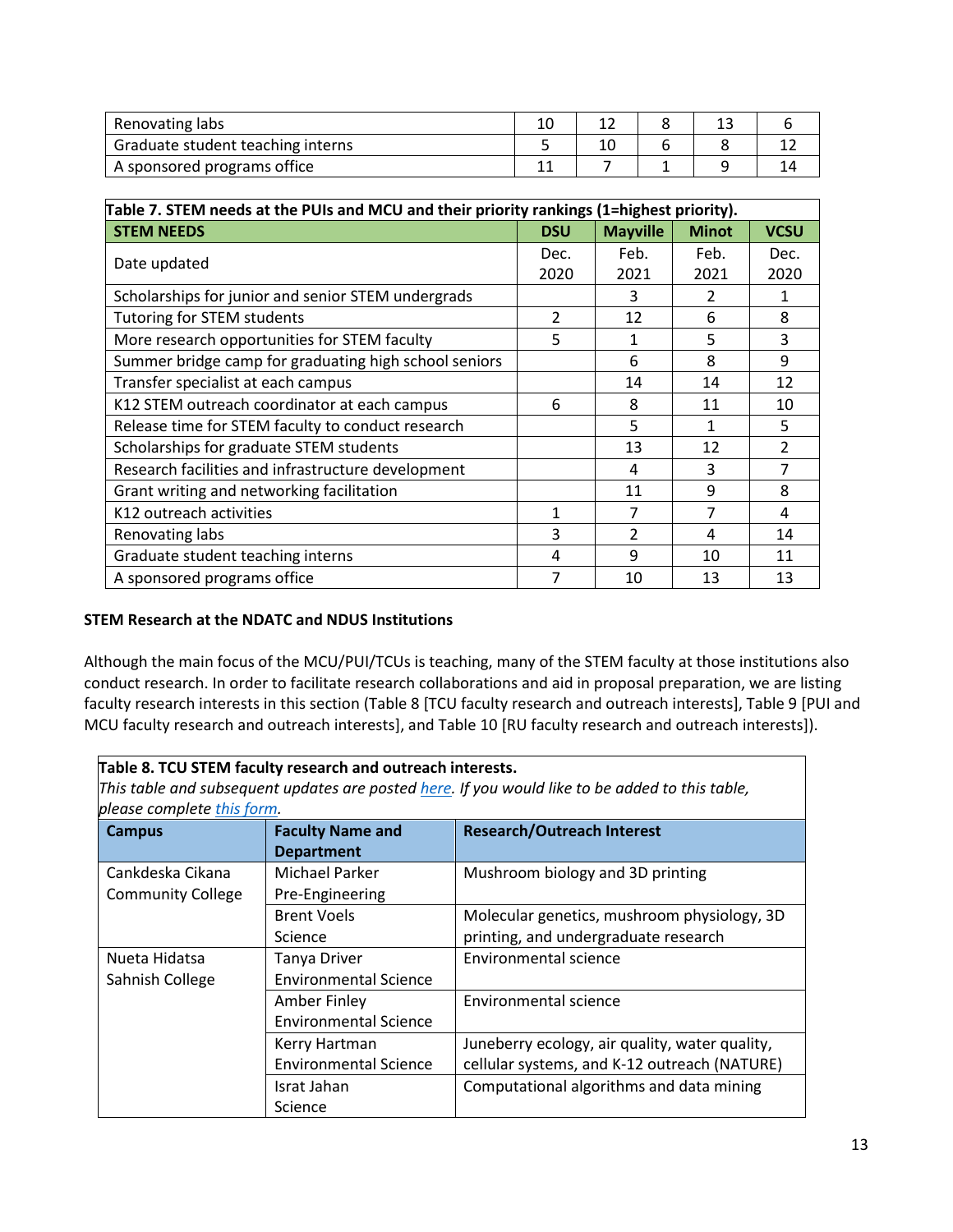| Renovating labs | 10 | 12 | 8 | 13 | 6 |
|---|---|---|---|---|---|
| Graduate student teaching interns | 5 | 10 | 6 | 8 | 12 |
| A sponsored programs office | 11 | 7 | 1 | 9 | 14 |

**Table 7. STEM needs at the PUIs and MCU and their priority rankings (1=highest priority).**

| STEM NEEDS | DSU | Mayville | Minot | VCSU |
|---|---|---|---|---|
| Date updated | Dec. 2020 | Feb. 2021 | Feb. 2021 | Dec. 2020 |
| Scholarships for junior and senior STEM undergrads | | 3 | 2 | 1 |
| Tutoring for STEM students | 2 | 12 | 6 | 8 |
| More research opportunities for STEM faculty | 5 | 1 | 5 | 3 |
| Summer bridge camp for graduating high school seniors | | 6 | 8 | 9 |
| Transfer specialist at each campus | | 14 | 14 | 12 |
| K12 STEM outreach coordinator at each campus | 6 | 8 | 11 | 10 |
| Release time for STEM faculty to conduct research | | 5 | 1 | 5 |
| Scholarships for graduate STEM students | | 13 | 12 | 2 |
| Research facilities and infrastructure development | | 4 | 3 | 7 |
| Grant writing and networking facilitation | | 11 | 9 | 8 |
| K12 outreach activities | 1 | 7 | 7 | 4 |
| Renovating labs | 3 | 2 | 4 | 14 |
| Graduate student teaching interns | 4 | 9 | 10 | 11 |
| A sponsored programs office | 7 | 10 | 13 | 13 |

**STEM Research at the NDATC and NDUS Institutions**

Although the main focus of the MCU/PUI/TCUs is teaching, many of the STEM faculty at those institutions also conduct research. In order to facilitate research collaborations and aid in proposal preparation, we are listing faculty research interests in this section (Table 8 [TCU faculty research and outreach interests], Table 9 [PUI and MCU faculty research and outreach interests], and Table 10 [RU faculty research and outreach interests]).

**Table 8. TCU STEM faculty research and outreach interests.**
*This table and subsequent updates are posted here. If you would like to be added to this table, please complete this form.*

| Campus | Faculty Name and Department | Research/Outreach Interest |
|---|---|---|
| Cankdeska Cikana Community College | Michael Parker<br>Pre-Engineering | Mushroom biology and 3D printing |
| | Brent Voels<br>Science | Molecular genetics, mushroom physiology, 3D printing, and undergraduate research |
| Nueta Hidatsa Sahnish College | Tanya Driver<br>Environmental Science | Environmental science |
| | Amber Finley<br>Environmental Science | Environmental science |
| | Kerry Hartman<br>Environmental Science | Juneberry ecology, air quality, water quality, cellular systems, and K-12 outreach (NATURE) |
| | Israt Jahan<br>Science | Computational algorithms and data mining |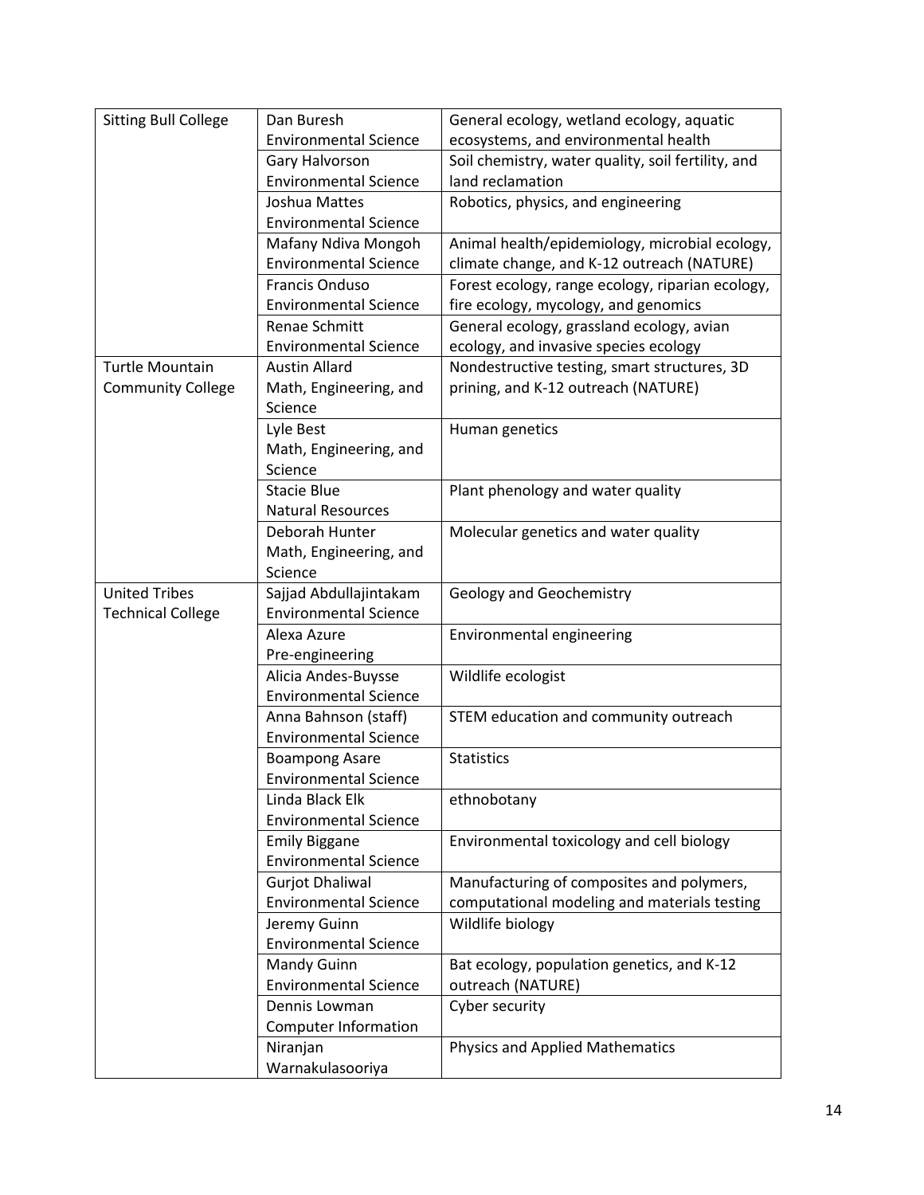| Sitting Bull College | Dan Buresh<br>Environmental Science | General ecology, wetland ecology, aquatic ecosystems, and environmental health |
|---|---|---|
| | Gary Halvorson<br>Environmental Science | Soil chemistry, water quality, soil fertility, and land reclamation |
| | Joshua Mattes<br>Environmental Science | Robotics, physics, and engineering |
| | Mafany Ndiva Mongoh<br>Environmental Science | Animal health/epidemiology, microbial ecology, climate change, and K-12 outreach (NATURE) |
| | Francis Onduso<br>Environmental Science | Forest ecology, range ecology, riparian ecology, fire ecology, mycology, and genomics |
| | Renae Schmitt<br>Environmental Science | General ecology, grassland ecology, avian ecology, and invasive species ecology |
| Turtle Mountain Community College | Austin Allard<br>Math, Engineering, and Science | Nondestructive testing, smart structures, 3D prining, and K-12 outreach (NATURE) |
| | Lyle Best<br>Math, Engineering, and Science | Human genetics |
| | Stacie Blue<br>Natural Resources | Plant phenology and water quality |
| | Deborah Hunter<br>Math, Engineering, and Science | Molecular genetics and water quality |
| United Tribes Technical College | Sajjad Abdullajintakam<br>Environmental Science | Geology and Geochemistry |
| | Alexa Azure<br>Pre-engineering | Environmental engineering |
| | Alicia Andes-Buysse<br>Environmental Science | Wildlife ecologist |
| | Anna Bahnson (staff)<br>Environmental Science | STEM education and community outreach |
| | Boampong Asare<br>Environmental Science | Statistics |
| | Linda Black Elk<br>Environmental Science | ethnobotany |
| | Emily Biggane<br>Environmental Science | Environmental toxicology and cell biology |
| | Gurjot Dhaliwal<br>Environmental Science | Manufacturing of composites and polymers, computational modeling and materials testing |
| | Jeremy Guinn<br>Environmental Science | Wildlife biology |
| | Mandy Guinn<br>Environmental Science | Bat ecology, population genetics, and K-12 outreach (NATURE) |
| | Dennis Lowman<br>Computer Information | Cyber security |
| | Niranjan Warnakulasooriya | Physics and Applied Mathematics |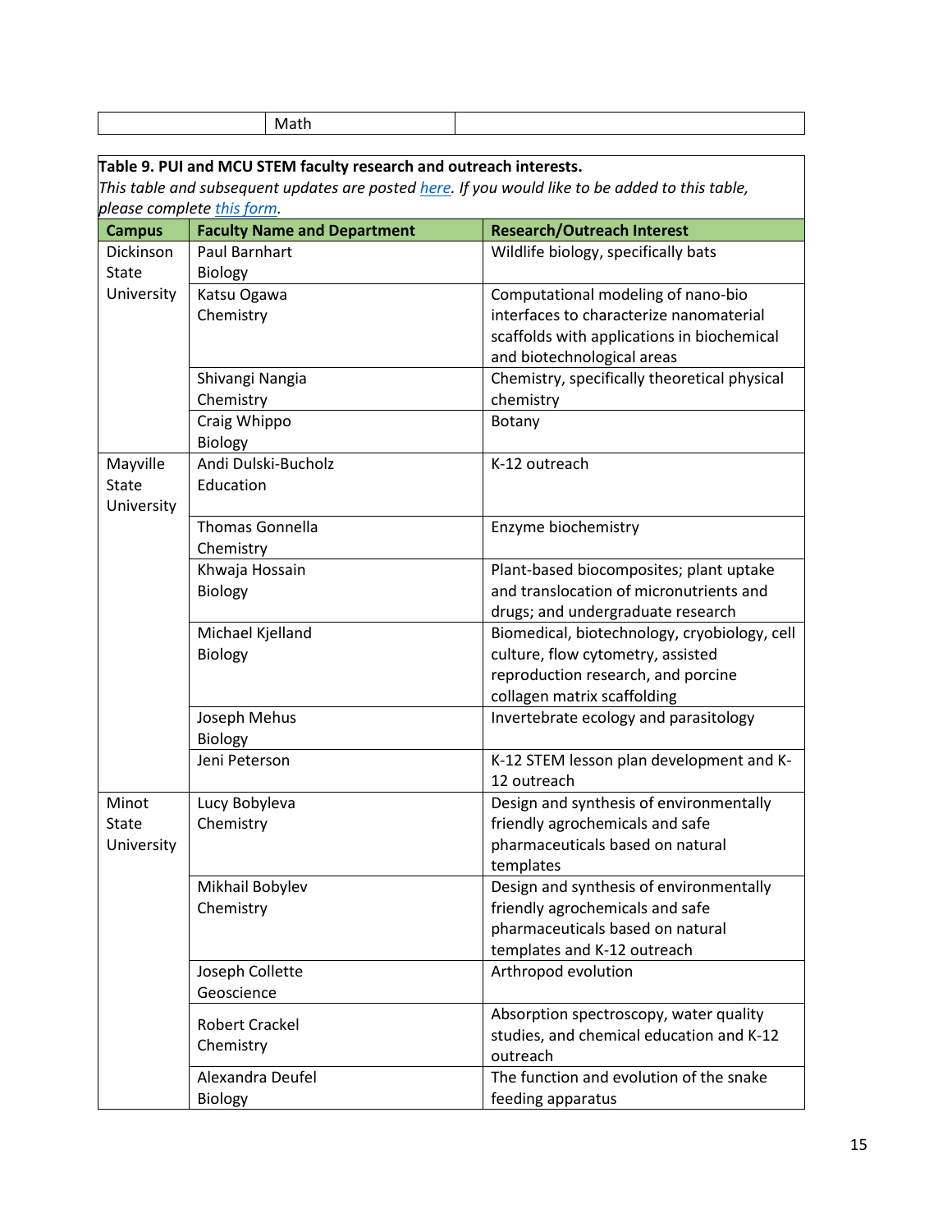| | Math | |
|---|---|---|

**Table 9. PUI and MCU STEM faculty research and outreach interests.**
*This table and subsequent updates are posted here. If you would like to be added to this table, please complete this form.*

| Campus | Faculty Name and Department | Research/Outreach Interest |
|---|---|---|
| Dickinson State University | Paul Barnhart<br>Biology | Wildlife biology, specifically bats |
| | Katsu Ogawa<br>Chemistry | Computational modeling of nano-bio interfaces to characterize nanomaterial scaffolds with applications in biochemical and biotechnological areas |
| | Shivangi Nangia<br>Chemistry | Chemistry, specifically theoretical physical chemistry |
| | Craig Whippo<br>Biology | Botany |
| Mayville State University | Andi Dulski-Bucholz<br>Education | K-12 outreach |
| | Thomas Gonnella<br>Chemistry | Enzyme biochemistry |
| | Khwaja Hossain<br>Biology | Plant-based biocomposites; plant uptake and translocation of micronutrients and drugs; and undergraduate research |
| | Michael Kjelland<br>Biology | Biomedical, biotechnology, cryobiology, cell culture, flow cytometry, assisted reproduction research, and porcine collagen matrix scaffolding |
| | Joseph Mehus<br>Biology | Invertebrate ecology and parasitology |
| | Jeni Peterson | K-12 STEM lesson plan development and K-12 outreach |
| Minot State University | Lucy Bobyleva<br>Chemistry | Design and synthesis of environmentally friendly agrochemicals and safe pharmaceuticals based on natural templates |
| | Mikhail Bobylev<br>Chemistry | Design and synthesis of environmentally friendly agrochemicals and safe pharmaceuticals based on natural templates and K-12 outreach |
| | Joseph Collette<br>Geoscience | Arthropod evolution |
| | Robert Crackel<br>Chemistry | Absorption spectroscopy, water quality studies, and chemical education and K-12 outreach |
| | Alexandra Deufel<br>Biology | The function and evolution of the snake feeding apparatus |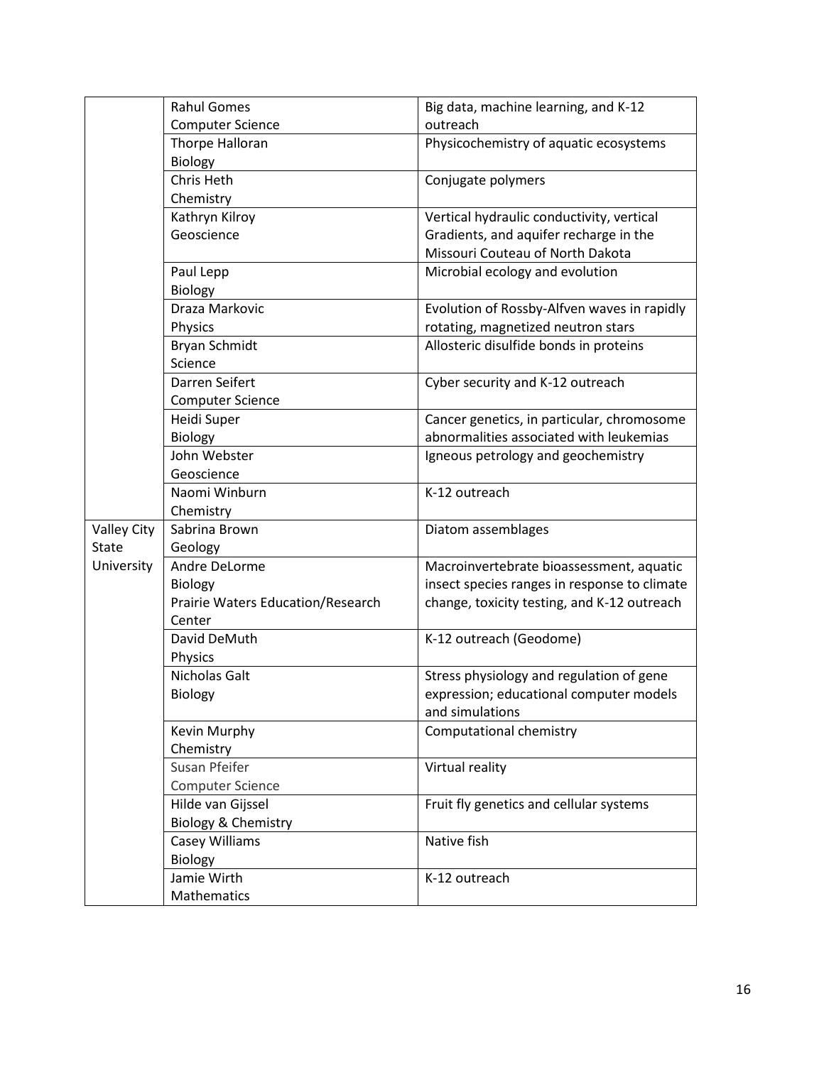| | | |
|---|---|---|
| | Rahul Gomes<br>Computer Science | Big data, machine learning, and K-12 outreach |
| | Thorpe Halloran<br>Biology | Physicochemistry of aquatic ecosystems |
| | Chris Heth<br>Chemistry | Conjugate polymers |
| | Kathryn Kilroy<br>Geoscience | Vertical hydraulic conductivity, vertical Gradients, and aquifer recharge in the Missouri Couteau of North Dakota |
| | Paul Lepp<br>Biology | Microbial ecology and evolution |
| | Draza Markovic<br>Physics | Evolution of Rossby-Alfven waves in rapidly rotating, magnetized neutron stars |
| | Bryan Schmidt<br>Science | Allosteric disulfide bonds in proteins |
| | Darren Seifert<br>Computer Science | Cyber security and K-12 outreach |
| | Heidi Super<br>Biology | Cancer genetics, in particular, chromosome abnormalities associated with leukemias |
| | John Webster<br>Geoscience | Igneous petrology and geochemistry |
| | Naomi Winburn<br>Chemistry | K-12 outreach |
| Valley City State University | Sabrina Brown<br>Geology | Diatom assemblages |
| | Andre DeLorme<br>Biology<br>Prairie Waters Education/Research Center | Macroinvertebrate bioassessment, aquatic insect species ranges in response to climate change, toxicity testing, and K-12 outreach |
| | David DeMuth<br>Physics | K-12 outreach (Geodome) |
| | Nicholas Galt<br>Biology | Stress physiology and regulation of gene expression; educational computer models and simulations |
| | Kevin Murphy<br>Chemistry | Computational chemistry |
| | Susan Pfeifer<br>Computer Science | Virtual reality |
| | Hilde van Gijssel<br>Biology & Chemistry | Fruit fly genetics and cellular systems |
| | Casey Williams<br>Biology | Native fish |
| | Jamie Wirth<br>Mathematics | K-12 outreach |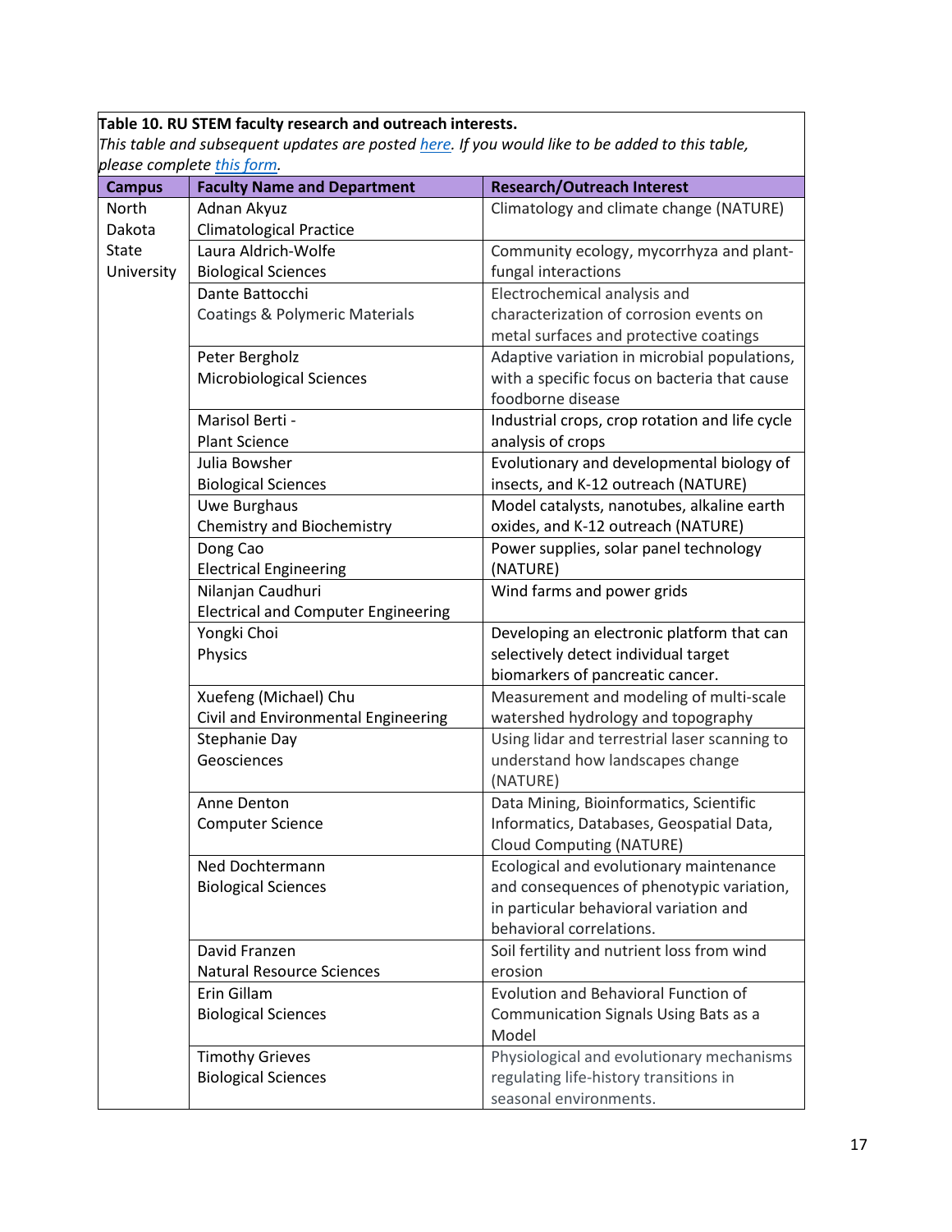**Table 10. RU STEM faculty research and outreach interests.**
*This table and subsequent updates are posted [here](). If you would like to be added to this table, please complete [this form]().*

| Campus | Faculty Name and Department | Research/Outreach Interest |
|---|---|---|
| North Dakota State University | Adnan Akyuz<br>Climatological Practice | Climatology and climate change (NATURE) |
| | Laura Aldrich-Wolfe<br>Biological Sciences | Community ecology, mycorrhyza and plant-fungal interactions |
| | Dante Battocchi<br>Coatings & Polymeric Materials | Electrochemical analysis and characterization of corrosion events on metal surfaces and protective coatings |
| | Peter Bergholz<br>Microbiological Sciences | Adaptive variation in microbial populations, with a specific focus on bacteria that cause foodborne disease |
| | Marisol Berti -<br>Plant Science | Industrial crops, crop rotation and life cycle analysis of crops |
| | Julia Bowsher<br>Biological Sciences | Evolutionary and developmental biology of insects, and K-12 outreach (NATURE) |
| | Uwe Burghaus<br>Chemistry and Biochemistry | Model catalysts, nanotubes, alkaline earth oxides, and K-12 outreach (NATURE) |
| | Dong Cao<br>Electrical Engineering | Power supplies, solar panel technology (NATURE) |
| | Nilanjan Caudhuri<br>Electrical and Computer Engineering | Wind farms and power grids |
| | Yongki Choi<br>Physics | Developing an electronic platform that can selectively detect individual target biomarkers of pancreatic cancer. |
| | Xuefeng (Michael) Chu<br>Civil and Environmental Engineering | Measurement and modeling of multi-scale watershed hydrology and topography |
| | Stephanie Day<br>Geosciences | Using lidar and terrestrial laser scanning to understand how landscapes change (NATURE) |
| | Anne Denton<br>Computer Science | Data Mining, Bioinformatics, Scientific Informatics, Databases, Geospatial Data, Cloud Computing (NATURE) |
| | Ned Dochtermann<br>Biological Sciences | Ecological and evolutionary maintenance and consequences of phenotypic variation, in particular behavioral variation and behavioral correlations. |
| | David Franzen<br>Natural Resource Sciences | Soil fertility and nutrient loss from wind erosion |
| | Erin Gillam<br>Biological Sciences | Evolution and Behavioral Function of Communication Signals Using Bats as a Model |
| | Timothy Grieves<br>Biological Sciences | Physiological and evolutionary mechanisms regulating life-history transitions in seasonal environments. |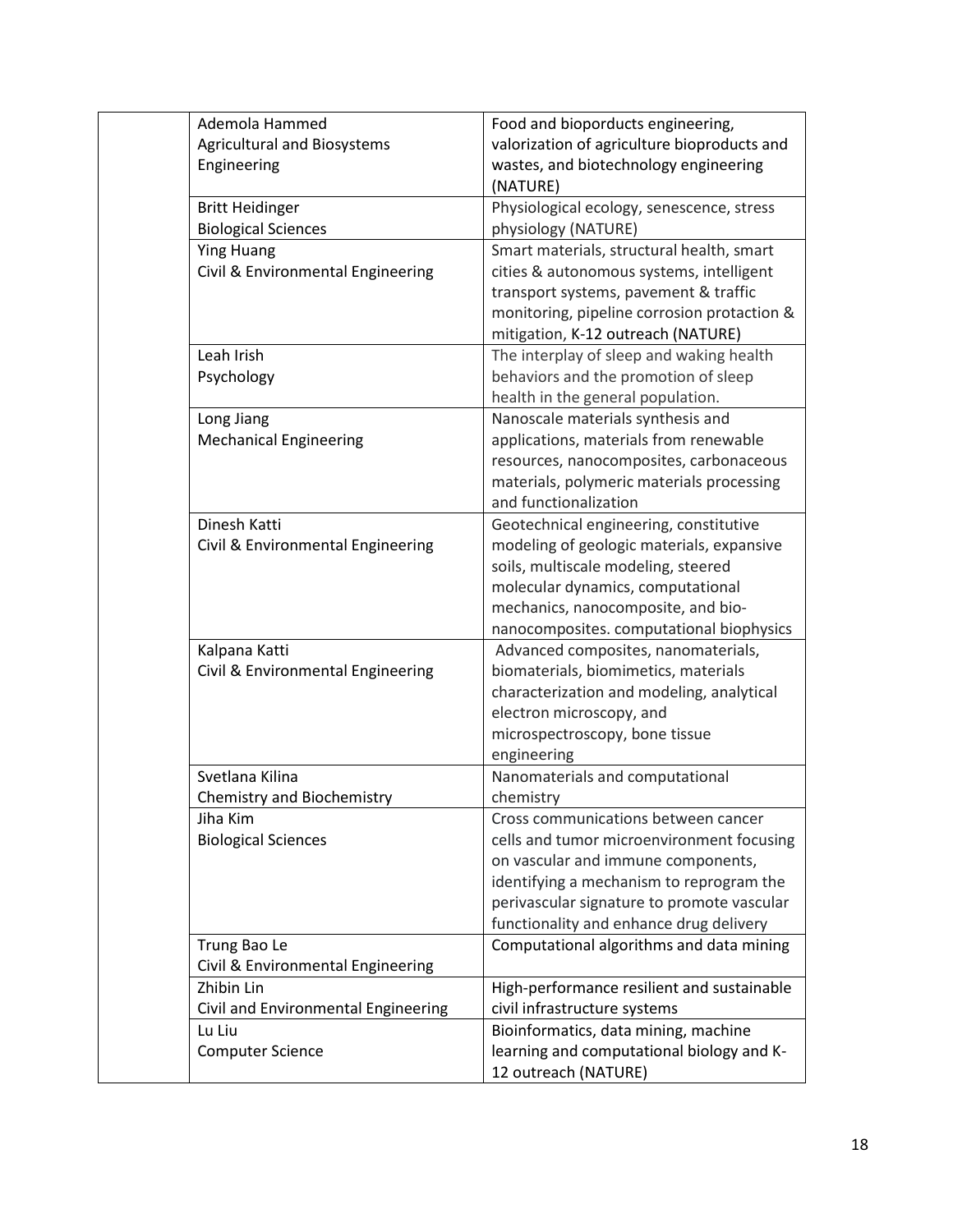| | | |
|---|---|---|
| | Ademola Hammed<br>Agricultural and Biosystems Engineering | Food and bioporducts engineering, valorization of agriculture bioproducts and wastes, and biotechnology engineering (NATURE) |
| | Britt Heidinger<br>Biological Sciences | Physiological ecology, senescence, stress physiology (NATURE) |
| | Ying Huang<br>Civil & Environmental Engineering | Smart materials, structural health, smart cities & autonomous systems, intelligent transport systems, pavement & traffic monitoring, pipeline corrosion protaction & mitigation, K-12 outreach (NATURE) |
| | Leah Irish<br>Psychology | The interplay of sleep and waking health behaviors and the promotion of sleep health in the general population. |
| | Long Jiang<br>Mechanical Engineering | Nanoscale materials synthesis and applications, materials from renewable resources, nanocomposites, carbonaceous materials, polymeric materials processing and functionalization |
| | Dinesh Katti<br>Civil & Environmental Engineering | Geotechnical engineering, constitutive modeling of geologic materials, expansive soils, multiscale modeling, steered molecular dynamics, computational mechanics, nanocomposite, and bio-nanocomposites. computational biophysics |
| | Kalpana Katti<br>Civil & Environmental Engineering | Advanced composites, nanomaterials, biomaterials, biomimetics, materials characterization and modeling, analytical electron microscopy, and microspectroscopy, bone tissue engineering |
| | Svetlana Kilina<br>Chemistry and Biochemistry | Nanomaterials and computational chemistry |
| | Jiha Kim<br>Biological Sciences | Cross communications between cancer cells and tumor microenvironment focusing on vascular and immune components, identifying a mechanism to reprogram the perivascular signature to promote vascular functionality and enhance drug delivery |
| | Trung Bao Le<br>Civil & Environmental Engineering | Computational algorithms and data mining |
| | Zhibin Lin<br>Civil and Environmental Engineering | High-performance resilient and sustainable civil infrastructure systems |
| | Lu Liu<br>Computer Science | Bioinformatics, data mining, machine learning and computational biology and K-12 outreach (NATURE) |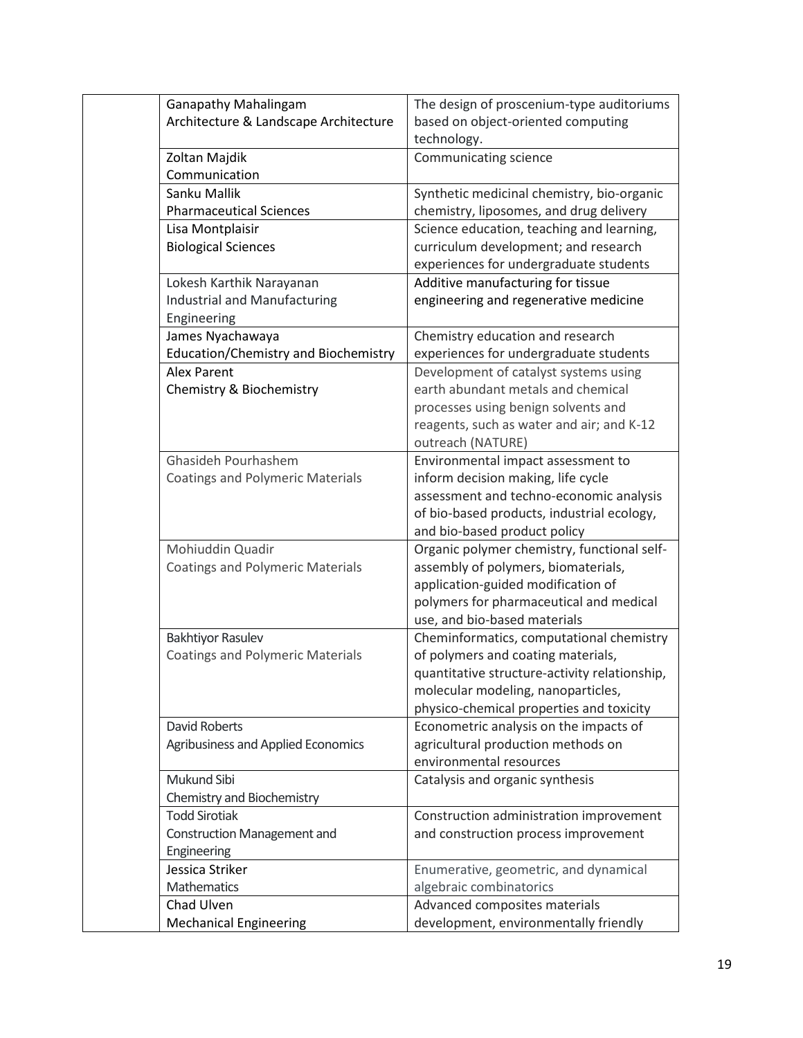| | | |
|---|---|---|
| | Ganapathy Mahalingam<br>Architecture & Landscape Architecture | The design of proscenium-type auditoriums based on object-oriented computing technology. |
| | Zoltan Majdik<br>Communication | Communicating science |
| | Sanku Mallik<br>Pharmaceutical Sciences | Synthetic medicinal chemistry, bio-organic chemistry, liposomes, and drug delivery |
| | Lisa Montplaisir<br>Biological Sciences | Science education, teaching and learning, curriculum development; and research experiences for undergraduate students |
| | Lokesh Karthik Narayanan<br>Industrial and Manufacturing Engineering | Additive manufacturing for tissue engineering and regenerative medicine |
| | James Nyachawaya<br>Education/Chemistry and Biochemistry | Chemistry education and research experiences for undergraduate students |
| | Alex Parent<br>Chemistry & Biochemistry | Development of catalyst systems using earth abundant metals and chemical processes using benign solvents and reagents, such as water and air; and K-12 outreach (NATURE) |
| | Ghasideh Pourhashem<br>Coatings and Polymeric Materials | Environmental impact assessment to inform decision making, life cycle assessment and techno-economic analysis of bio-based products, industrial ecology, and bio-based product policy |
| | Mohiuddin Quadir<br>Coatings and Polymeric Materials | Organic polymer chemistry, functional self-assembly of polymers, biomaterials, application-guided modification of polymers for pharmaceutical and medical use, and bio-based materials |
| | Bakhtiyor Rasulev<br>Coatings and Polymeric Materials | Cheminformatics, computational chemistry of polymers and coating materials, quantitative structure-activity relationship, molecular modeling, nanoparticles, physico-chemical properties and toxicity |
| | David Roberts<br>Agribusiness and Applied Economics | Econometric analysis on the impacts of agricultural production methods on environmental resources |
| | Mukund Sibi<br>Chemistry and Biochemistry | Catalysis and organic synthesis |
| | Todd Sirotiak<br>Construction Management and Engineering | Construction administration improvement and construction process improvement |
| | Jessica Striker<br>Mathematics | Enumerative, geometric, and dynamical algebraic combinatorics |
| | Chad Ulven<br>Mechanical Engineering | Advanced composites materials development, environmentally friendly |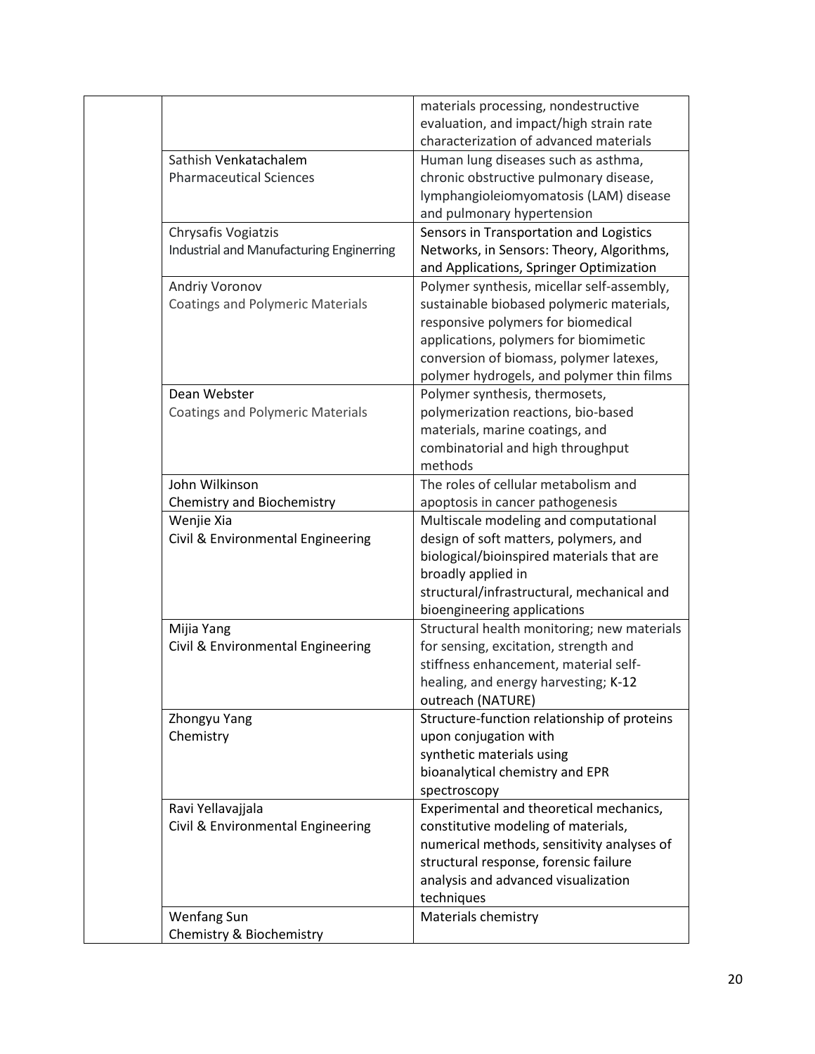| | | |
|---|---|---|
| | | materials processing, nondestructive evaluation, and impact/high strain rate characterization of advanced materials |
| | Sathish Venkatachalem<br>Pharmaceutical Sciences | Human lung diseases such as asthma, chronic obstructive pulmonary disease, lymphangioleiomyomatosis (LAM) disease and pulmonary hypertension |
| | Chrysafis Vogiatzis<br>Industrial and Manufacturing Enginerring | Sensors in Transportation and Logistics Networks, in Sensors: Theory, Algorithms, and Applications, Springer Optimization |
| | Andriy Voronov<br>Coatings and Polymeric Materials | Polymer synthesis, micellar self-assembly, sustainable biobased polymeric materials, responsive polymers for biomedical applications, polymers for biomimetic conversion of biomass, polymer latexes, polymer hydrogels, and polymer thin films |
| | Dean Webster<br>Coatings and Polymeric Materials | Polymer synthesis, thermosets, polymerization reactions, bio-based materials, marine coatings, and combinatorial and high throughput methods |
| | John Wilkinson<br>Chemistry and Biochemistry | The roles of cellular metabolism and apoptosis in cancer pathogenesis |
| | Wenjie Xia<br>Civil & Environmental Engineering | Multiscale modeling and computational design of soft matters, polymers, and biological/bioinspired materials that are broadly applied in structural/infrastructural, mechanical and bioengineering applications |
| | Mijia Yang<br>Civil & Environmental Engineering | Structural health monitoring; new materials for sensing, excitation, strength and stiffness enhancement, material self-healing, and energy harvesting; K-12 outreach (NATURE) |
| | Zhongyu Yang<br>Chemistry | Structure-function relationship of proteins upon conjugation with synthetic materials using bioanalytical chemistry and EPR spectroscopy |
| | Ravi Yellavajjala<br>Civil & Environmental Engineering | Experimental and theoretical mechanics, constitutive modeling of materials, numerical methods, sensitivity analyses of structural response, forensic failure analysis and advanced visualization techniques |
| | Wenfang Sun<br>Chemistry & Biochemistry | Materials chemistry |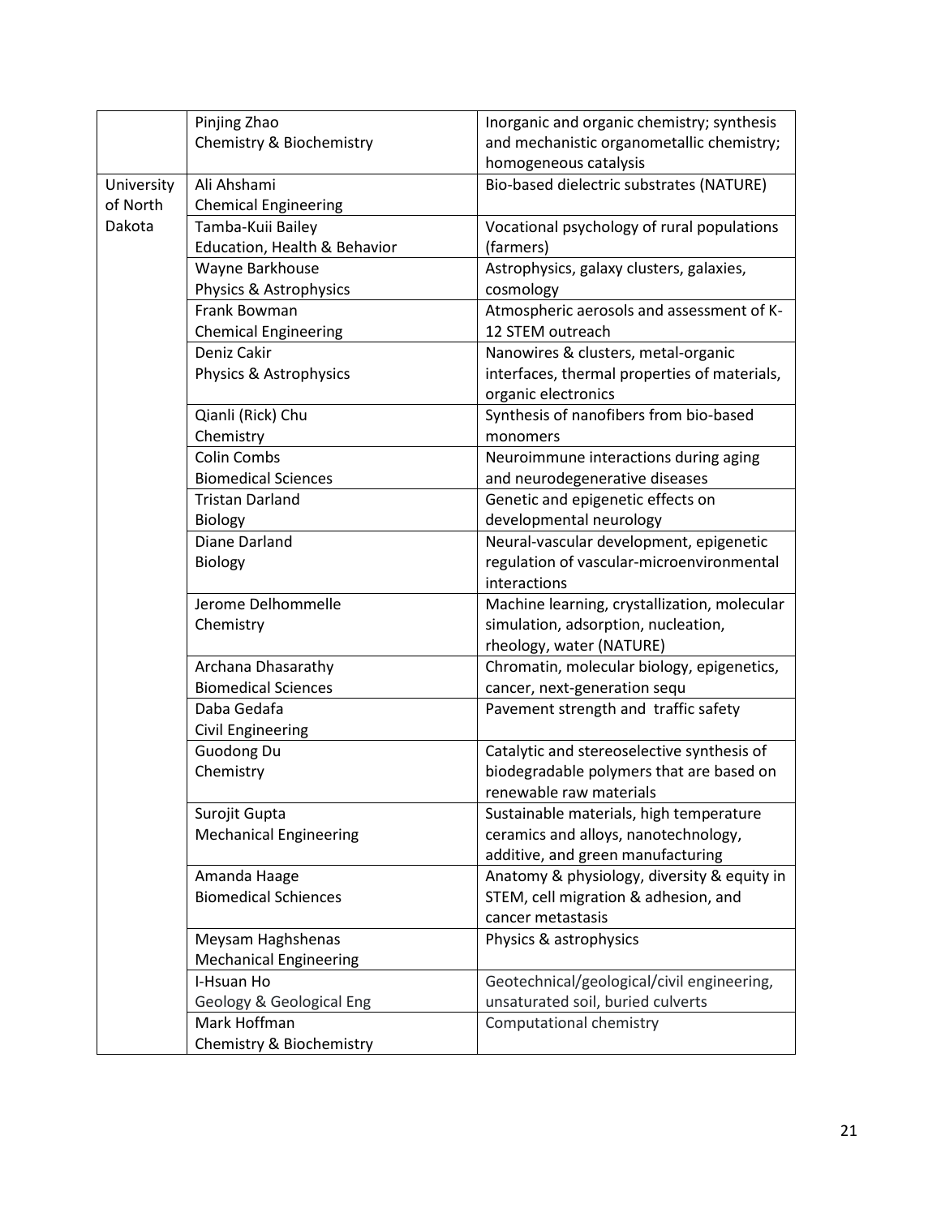| | | |
|---|---|---|
| | Pinjing Zhao<br>Chemistry & Biochemistry | Inorganic and organic chemistry; synthesis and mechanistic organometallic chemistry; homogeneous catalysis |
| University of North Dakota | Ali Ahshami<br>Chemical Engineering | Bio-based dielectric substrates (NATURE) |
| | Tamba-Kuii Bailey<br>Education, Health & Behavior | Vocational psychology of rural populations (farmers) |
| | Wayne Barkhouse<br>Physics & Astrophysics | Astrophysics, galaxy clusters, galaxies, cosmology |
| | Frank Bowman<br>Chemical Engineering | Atmospheric aerosols and assessment of K-12 STEM outreach |
| | Deniz Cakir<br>Physics & Astrophysics | Nanowires & clusters, metal-organic interfaces, thermal properties of materials, organic electronics |
| | Qianli (Rick) Chu<br>Chemistry | Synthesis of nanofibers from bio-based monomers |
| | Colin Combs<br>Biomedical Sciences | Neuroimmune interactions during aging and neurodegenerative diseases |
| | Tristan Darland<br>Biology | Genetic and epigenetic effects on developmental neurology |
| | Diane Darland<br>Biology | Neural-vascular development, epigenetic regulation of vascular-microenvironmental interactions |
| | Jerome Delhommelle<br>Chemistry | Machine learning, crystallization, molecular simulation, adsorption, nucleation, rheology, water (NATURE) |
| | Archana Dhasarathy<br>Biomedical Sciences | Chromatin, molecular biology, epigenetics, cancer, next-generation sequ |
| | Daba Gedafa<br>Civil Engineering | Pavement strength and traffic safety |
| | Guodong Du<br>Chemistry | Catalytic and stereoselective synthesis of biodegradable polymers that are based on renewable raw materials |
| | Surojit Gupta<br>Mechanical Engineering | Sustainable materials, high temperature ceramics and alloys, nanotechnology, additive, and green manufacturing |
| | Amanda Haage<br>Biomedical Schiences | Anatomy & physiology, diversity & equity in STEM, cell migration & adhesion, and cancer metastasis |
| | Meysam Haghshenas<br>Mechanical Engineering | Physics & astrophysics |
| | I-Hsuan Ho<br>Geology & Geological Eng | Geotechnical/geological/civil engineering, unsaturated soil, buried culverts |
| | Mark Hoffman<br>Chemistry & Biochemistry | Computational chemistry |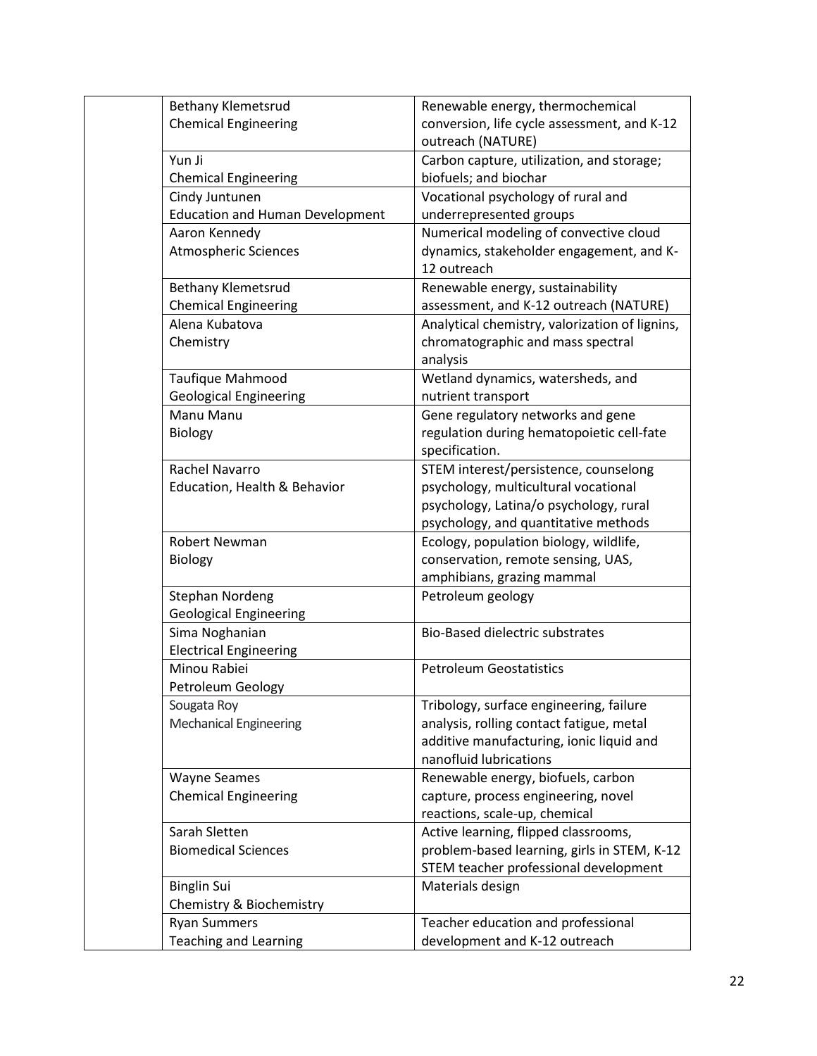| | | |
|---|---|---|
| | Bethany Klemetsrud<br>Chemical Engineering | Renewable energy, thermochemical conversion, life cycle assessment, and K-12 outreach (NATURE) |
| | Yun Ji<br>Chemical Engineering | Carbon capture, utilization, and storage; biofuels; and biochar |
| | Cindy Juntunen<br>Education and Human Development | Vocational psychology of rural and underrepresented groups |
| | Aaron Kennedy<br>Atmospheric Sciences | Numerical modeling of convective cloud dynamics, stakeholder engagement, and K-12 outreach |
| | Bethany Klemetsrud<br>Chemical Engineering | Renewable energy, sustainability assessment, and K-12 outreach (NATURE) |
| | Alena Kubatova<br>Chemistry | Analytical chemistry, valorization of lignins, chromatographic and mass spectral analysis |
| | Taufique Mahmood<br>Geological Engineering | Wetland dynamics, watersheds, and nutrient transport |
| | Manu Manu<br>Biology | Gene regulatory networks and gene regulation during hematopoietic cell-fate specification. |
| | Rachel Navarro<br>Education, Health & Behavior | STEM interest/persistence, counselong psychology, multicultural vocational psychology, Latina/o psychology, rural psychology, and quantitative methods |
| | Robert Newman<br>Biology | Ecology, population biology, wildlife, conservation, remote sensing, UAS, amphibians, grazing mammal |
| | Stephan Nordeng<br>Geological Engineering | Petroleum geology |
| | Sima Noghanian<br>Electrical Engineering | Bio-Based dielectric substrates |
| | Minou Rabiei<br>Petroleum Geology | Petroleum Geostatistics |
| | Sougata Roy<br>Mechanical Engineering | Tribology, surface engineering, failure analysis, rolling contact fatigue, metal additive manufacturing, ionic liquid and nanofluid lubrications |
| | Wayne Seames<br>Chemical Engineering | Renewable energy, biofuels, carbon capture, process engineering, novel reactions, scale-up, chemical |
| | Sarah Sletten<br>Biomedical Sciences | Active learning, flipped classrooms, problem-based learning, girls in STEM, K-12 STEM teacher professional development |
| | Binglin Sui<br>Chemistry & Biochemistry | Materials design |
| | Ryan Summers<br>Teaching and Learning | Teacher education and professional development and K-12 outreach |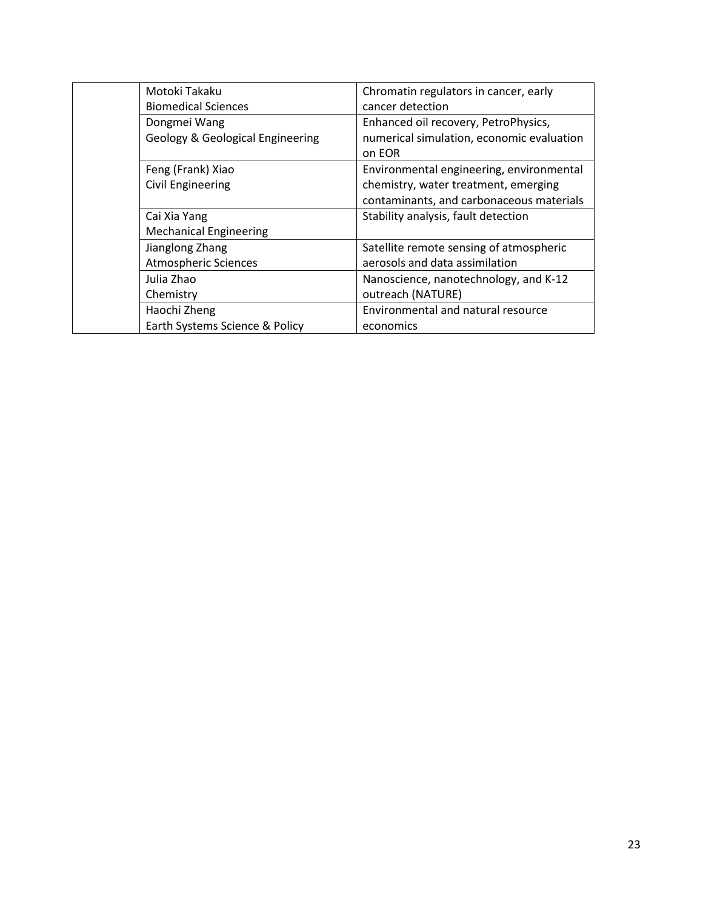| | | |
|---|---|---|
| | Motoki Takaku<br>Biomedical Sciences | Chromatin regulators in cancer, early cancer detection |
| | Dongmei Wang<br>Geology & Geological Engineering | Enhanced oil recovery, PetroPhysics, numerical simulation, economic evaluation on EOR |
| | Feng (Frank) Xiao<br>Civil Engineering | Environmental engineering, environmental chemistry, water treatment, emerging contaminants, and carbonaceous materials |
| | Cai Xia Yang<br>Mechanical Engineering | Stability analysis, fault detection |
| | Jianglong Zhang<br>Atmospheric Sciences | Satellite remote sensing of atmospheric aerosols and data assimilation |
| | Julia Zhao<br>Chemistry | Nanoscience, nanotechnology, and K-12 outreach (NATURE) |
| | Haochi Zheng<br>Earth Systems Science & Policy | Environmental and natural resource economics |